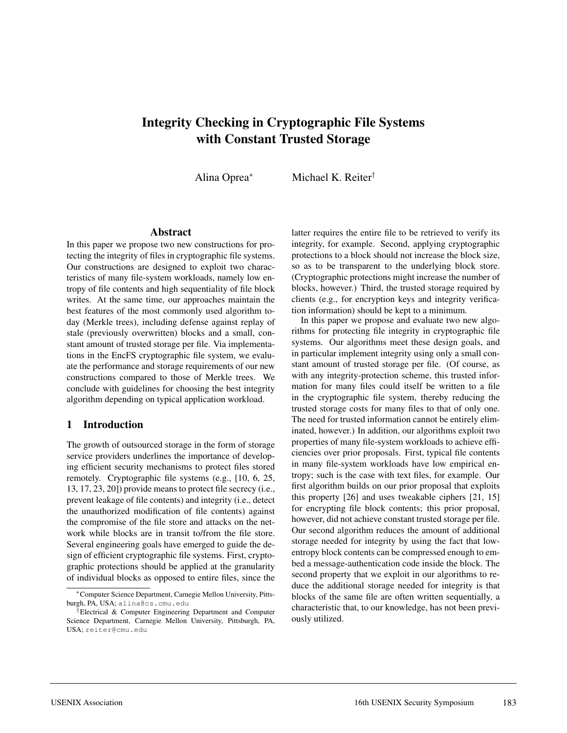# Integrity Checking in Cryptographic File Systems with Constant Trusted Storage

Alina Oprea[*] Michael K. Reiter[†]

## Abstract

In this paper we propose two new constructions for protecting the integrity of files in cryptographic file systems. Our constructions are designed to exploit two characteristics of many file-system workloads, namely low entropy of file contents and high sequentiality of file block writes. At the same time, our approaches maintain the best features of the most commonly used algorithm today (Merkle trees), including defense against replay of stale (previously overwritten) blocks and a small, constant amount of trusted storage per file. Via implementations in the EncFS cryptographic file system, we evaluate the performance and storage requirements of our new constructions compared to those of Merkle trees. We conclude with guidelines for choosing the best integrity algorithm depending on typical application workload.

## 1 Introduction

The growth of outsourced storage in the form of storage service providers underlines the importance of developing efficient security mechanisms to protect files stored remotely. Cryptographic file systems (e.g., [10, 6, 25, 13, 17, 23, 20]) provide means to protect file secrecy (i.e., prevent leakage of file contents) and integrity (i.e., detect the unauthorized modification of file contents) against the compromise of the file store and attacks on the network while blocks are in transit to/from the file store. Several engineering goals have emerged to guide the design of efficient cryptographic file systems. First, cryptographic protections should be applied at the granularity of individual blocks as opposed to entire files, since the latter requires the entire file to be retrieved to verify its integrity, for example. Second, applying cryptographic protections to a block should not increase the block size, so as to be transparent to the underlying block store. (Cryptographic protections might increase the number of blocks, however.) Third, the trusted storage required by clients (e.g., for encryption keys and integrity verification information) should be kept to a minimum.

In this paper we propose and evaluate two new algorithms for protecting file integrity in cryptographic file systems. Our algorithms meet these design goals, and in particular implement integrity using only a small constant amount of trusted storage per file. (Of course, as with any integrity-protection scheme, this trusted information for many files could itself be written to a file in the cryptographic file system, thereby reducing the trusted storage costs for many files to that of only one. The need for trusted information cannot be entirely eliminated, however.) In addition, our algorithms exploit two properties of many file-system workloads to achieve efficiencies over prior proposals. First, typical file contents in many file-system workloads have low empirical entropy; such is the case with text files, for example. Our first algorithm builds on our prior proposal that exploits this property [26] and uses tweakable ciphers [21, 15] for encrypting file block contents; this prior proposal, however, did not achieve constant trusted storage per file. Our second algorithm reduces the amount of additional storage needed for integrity by using the fact that low-entropy block contents can be compressed enough to embed a message-authentication code inside the block. The second property that we exploit in our algorithms to reduce the additional storage needed for integrity is that blocks of the same file are often written sequentially, a characteristic that, to our knowledge, has not been previously utilized.

---

[*] Computer Science Department, Carnegie Mellon University, Pittsburgh, PA, USA; alina@cs.cmu.edu

[†] Electrical & Computer Engineering Department and Computer Science Department, Carnegie Mellon University, Pittsburgh, PA, USA; reiter@cmu.edu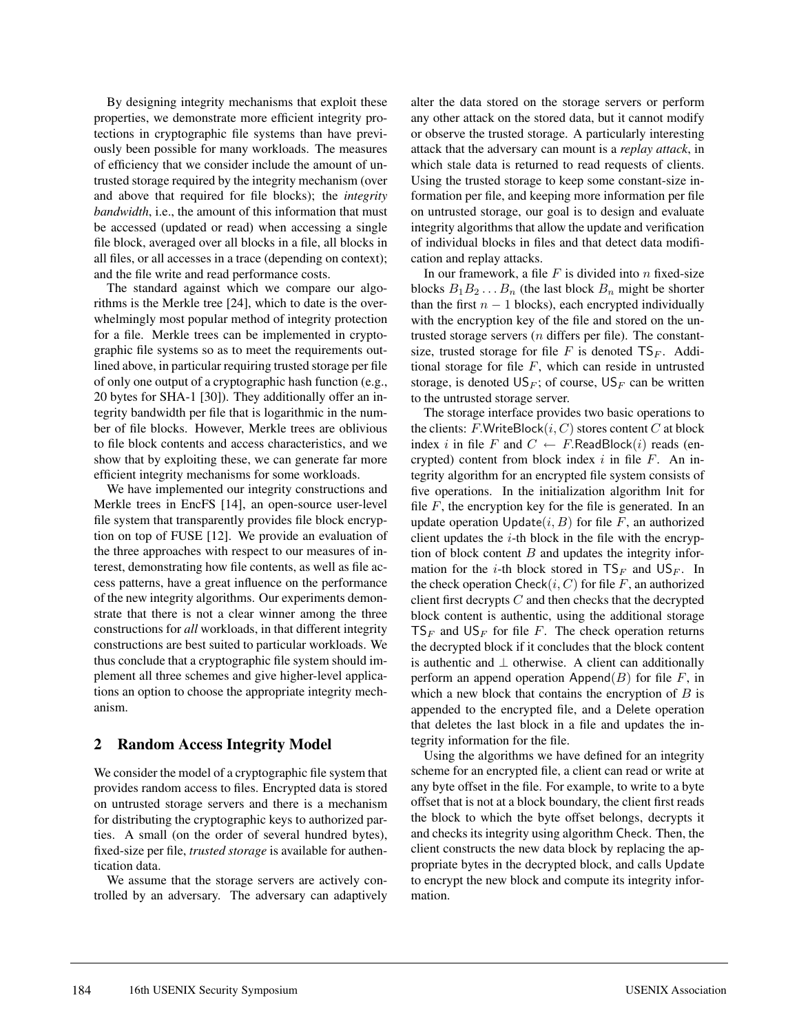By designing integrity mechanisms that exploit these properties, we demonstrate more efficient integrity protections in cryptographic file systems than have previously been possible for many workloads. The measures of efficiency that we consider include the amount of untrusted storage required by the integrity mechanism (over and above that required for file blocks); the *integrity bandwidth*, i.e., the amount of this information that must be accessed (updated or read) when accessing a single file block, averaged over all blocks in a file, all blocks in all files, or all accesses in a trace (depending on context); and the file write and read performance costs.

The standard against which we compare our algorithms is the Merkle tree [24], which to date is the overwhelmingly most popular method of integrity protection for a file. Merkle trees can be implemented in cryptographic file systems so as to meet the requirements outlined above, in particular requiring trusted storage per file of only one output of a cryptographic hash function (e.g., 20 bytes for SHA-1 [30]). They additionally offer an integrity bandwidth per file that is logarithmic in the number of file blocks. However, Merkle trees are oblivious to file block contents and access characteristics, and we show that by exploiting these, we can generate far more efficient integrity mechanisms for some workloads.

We have implemented our integrity constructions and Merkle trees in EncFS [14], an open-source user-level file system that transparently provides file block encryption on top of FUSE [12]. We provide an evaluation of the three approaches with respect to our measures of interest, demonstrating how file contents, as well as file access patterns, have a great influence on the performance of the new integrity algorithms. Our experiments demonstrate that there is not a clear winner among the three constructions for *all* workloads, in that different integrity constructions are best suited to particular workloads. We thus conclude that a cryptographic file system should implement all three schemes and give higher-level applications an option to choose the appropriate integrity mechanism.

## 2 Random Access Integrity Model

We consider the model of a cryptographic file system that provides random access to files. Encrypted data is stored on untrusted storage servers and there is a mechanism for distributing the cryptographic keys to authorized parties. A small (on the order of several hundred bytes), fixed-size per file, *trusted storage* is available for authentication data.

We assume that the storage servers are actively controlled by an adversary. The adversary can adaptively alter the data stored on the storage servers or perform any other attack on the stored data, but it cannot modify or observe the trusted storage. A particularly interesting attack that the adversary can mount is a *replay attack*, in which stale data is returned to read requests of clients. Using the trusted storage to keep some constant-size information per file, and keeping more information per file on untrusted storage, our goal is to design and evaluate integrity algorithms that allow the update and verification of individual blocks in files and that detect data modification and replay attacks.

In our framework, a file $F$ is divided into $n$ fixed-size blocks $B_1 B_2 \ldots B_n$ (the last block $B_n$ might be shorter than the first $n-1$ blocks), each encrypted individually with the encryption key of the file and stored on the untrusted storage servers ($n$ differs per file). The constant-size, trusted storage for file $F$ is denoted $\mathsf{TS}_F$. Additional storage for file $F$, which can reside in untrusted storage, is denoted $\mathsf{US}_F$; of course, $\mathsf{US}_F$ can be written to the untrusted storage server.

The storage interface provides two basic operations to the clients: $F.\mathsf{WriteBlock}(i, C)$ stores content $C$ at block index $i$ in file $F$ and $C \leftarrow F.\mathsf{ReadBlock}(i)$ reads (encrypted) content from block index $i$ in file $F$. An integrity algorithm for an encrypted file system consists of five operations. In the initialization algorithm $\mathsf{Init}$ for file $F$, the encryption key for the file is generated. In an update operation $\mathsf{Update}(i, B)$ for file $F$, an authorized client updates the $i$-th block in the file with the encryption of block content $B$ and updates the integrity information for the $i$-th block stored in $\mathsf{TS}_F$ and $\mathsf{US}_F$. In the check operation $\mathsf{Check}(i, C)$ for file $F$, an authorized client first decrypts $C$ and then checks that the decrypted block content is authentic, using the additional storage $\mathsf{TS}_F$ and $\mathsf{US}_F$ for file $F$. The check operation returns the decrypted block if it concludes that the block content is authentic and $\perp$ otherwise. A client can additionally perform an append operation $\mathsf{Append}(B)$ for file $F$, in which a new block that contains the encryption of $B$ is appended to the encrypted file, and a $\mathsf{Delete}$ operation that deletes the last block in a file and updates the integrity information for the file.

Using the algorithms we have defined for an integrity scheme for an encrypted file, a client can read or write at any byte offset in the file. For example, to write to a byte offset that is not at a block boundary, the client first reads the block to which the byte offset belongs, decrypts it and checks its integrity using algorithm $\mathsf{Check}$. Then, the client constructs the new data block by replacing the appropriate bytes in the decrypted block, and calls $\mathsf{Update}$ to encrypt the new block and compute its integrity information.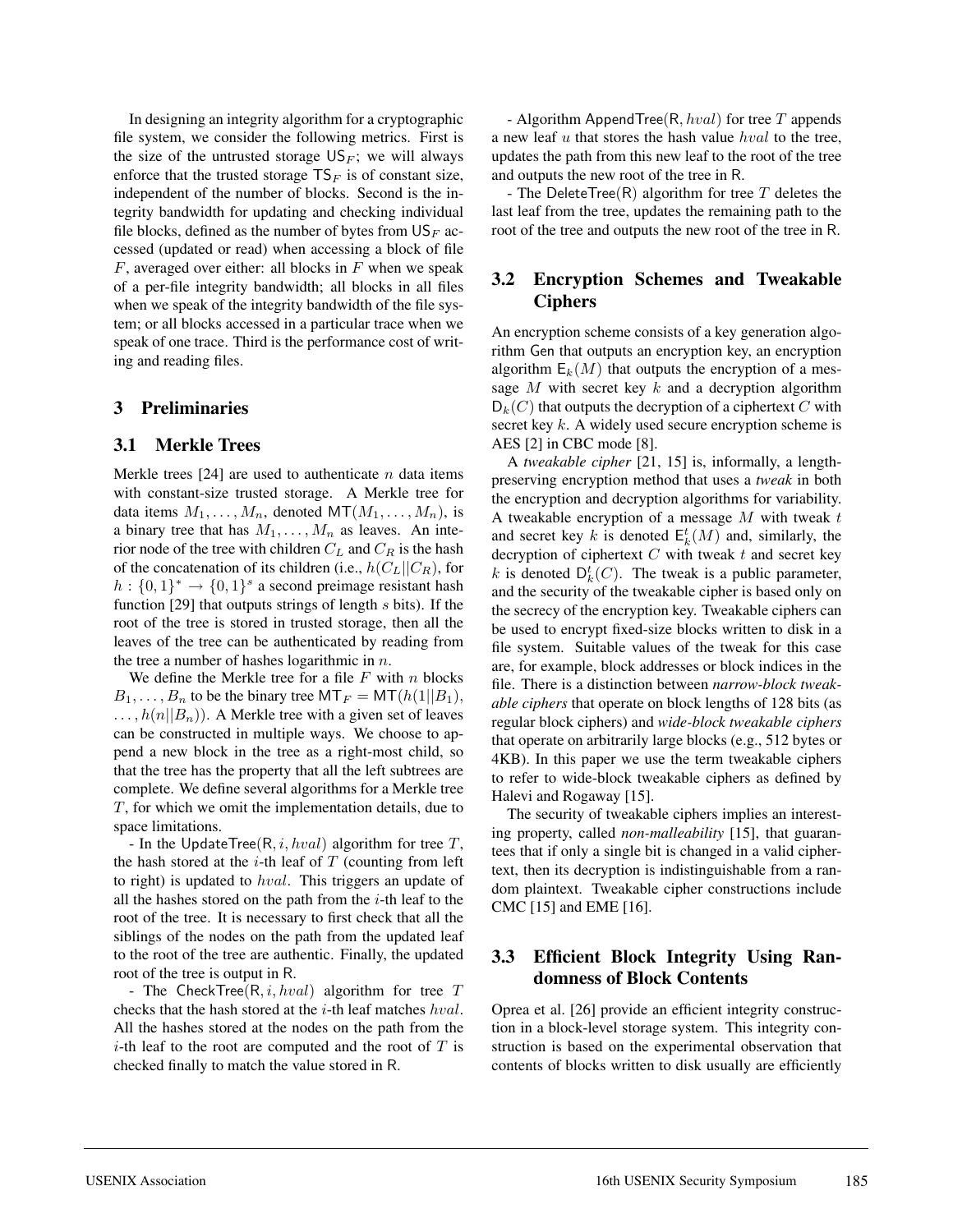In designing an integrity algorithm for a cryptographic file system, we consider the following metrics. First is the size of the untrusted storage $\mathsf{US}_F$; we will always enforce that the trusted storage $\mathsf{TS}_F$ is of constant size, independent of the number of blocks. Second is the integrity bandwidth for updating and checking individual file blocks, defined as the number of bytes from $\mathsf{US}_F$ accessed (updated or read) when accessing a block of file $F$, averaged over either: all blocks in $F$ when we speak of a per-file integrity bandwidth; all blocks in all files when we speak of the integrity bandwidth of the file system; or all blocks accessed in a particular trace when we speak of one trace. Third is the performance cost of writing and reading files.

## 3 Preliminaries

### 3.1 Merkle Trees

Merkle trees [24] are used to authenticate $n$ data items with constant-size trusted storage. A Merkle tree for data items $M_1, \dots, M_n$, denoted $\mathsf{MT}(M_1, \dots, M_n)$, is a binary tree that has $M_1, \dots, M_n$ as leaves. An interior node of the tree with children $C_L$ and $C_R$ is the hash of the concatenation of its children (i.e., $h(C_L||C_R)$, for $h : \{0,1\}^* \rightarrow \{0,1\}^s$ a second preimage resistant hash function [29] that outputs strings of length $s$ bits). If the root of the tree is stored in trusted storage, then all the leaves of the tree can be authenticated by reading from the tree a number of hashes logarithmic in $n$.

We define the Merkle tree for a file $F$ with $n$ blocks $B_1, \dots, B_n$ to be the binary tree $\mathsf{MT}_F = \mathsf{MT}(h(1||B_1), \dots, h(n||B_n))$. A Merkle tree with a given set of leaves can be constructed in multiple ways. We choose to append a new block in the tree as a right-most child, so that the tree has the property that all the left subtrees are complete. We define several algorithms for a Merkle tree $T$, for which we omit the implementation details, due to space limitations.

- In the $\mathsf{UpdateTree}(\mathsf{R}, i, hval)$ algorithm for tree $T$, the hash stored at the $i$-th leaf of $T$ (counting from left to right) is updated to $hval$. This triggers an update of all the hashes stored on the path from the $i$-th leaf to the root of the tree. It is necessary to first check that all the siblings of the nodes on the path from the updated leaf to the root of the tree are authentic. Finally, the updated root of the tree is output in $\mathsf{R}$.

- The $\mathsf{CheckTree}(\mathsf{R}, i, hval)$ algorithm for tree $T$ checks that the hash stored at the $i$-th leaf matches $hval$. All the hashes stored at the nodes on the path from the $i$-th leaf to the root are computed and the root of $T$ is checked finally to match the value stored in $\mathsf{R}$.

- Algorithm $\mathsf{AppendTree}(\mathsf{R}, hval)$ for tree $T$ appends a new leaf $u$ that stores the hash value $hval$ to the tree, updates the path from this new leaf to the root of the tree and outputs the new root of the tree in $\mathsf{R}$.

- The $\mathsf{DeleteTree}(\mathsf{R})$ algorithm for tree $T$ deletes the last leaf from the tree, updates the remaining path to the root of the tree and outputs the new root of the tree in $\mathsf{R}$.

### 3.2 Encryption Schemes and Tweakable Ciphers

An encryption scheme consists of a key generation algorithm $\mathsf{Gen}$ that outputs an encryption key, an encryption algorithm $\mathsf{E}_k(M)$ that outputs the encryption of a message $M$ with secret key $k$ and a decryption algorithm $\mathsf{D}_k(C)$ that outputs the decryption of a ciphertext $C$ with secret key $k$. A widely used secure encryption scheme is AES [2] in CBC mode [8].

A *tweakable cipher* [21, 15] is, informally, a length-preserving encryption method that uses a *tweak* in both the encryption and decryption algorithms for variability. A tweakable encryption of a message $M$ with tweak $t$ and secret key $k$ is denoted $\mathsf{E}_k^t(M)$ and, similarly, the decryption of ciphertext $C$ with tweak $t$ and secret key $k$ is denoted $\mathsf{D}_k^t(C)$. The tweak is a public parameter, and the security of the tweakable cipher is based only on the secrecy of the encryption key. Tweakable ciphers can be used to encrypt fixed-size blocks written to disk in a file system. Suitable values of the tweak for this case are, for example, block addresses or block indices in the file. There is a distinction between *narrow-block tweakable ciphers* that operate on block lengths of 128 bits (as regular block ciphers) and *wide-block tweakable ciphers* that operate on arbitrarily large blocks (e.g., 512 bytes or 4KB). In this paper we use the term tweakable ciphers to refer to wide-block tweakable ciphers as defined by Halevi and Rogaway [15].

The security of tweakable ciphers implies an interesting property, called *non-malleability* [15], that guarantees that if only a single bit is changed in a valid ciphertext, then its decryption is indistinguishable from a random plaintext. Tweakable cipher constructions include CMC [15] and EME [16].

### 3.3 Efficient Block Integrity Using Randomness of Block Contents

Oprea et al. [26] provide an efficient integrity construction in a block-level storage system. This integrity construction is based on the experimental observation that contents of blocks written to disk usually are efficiently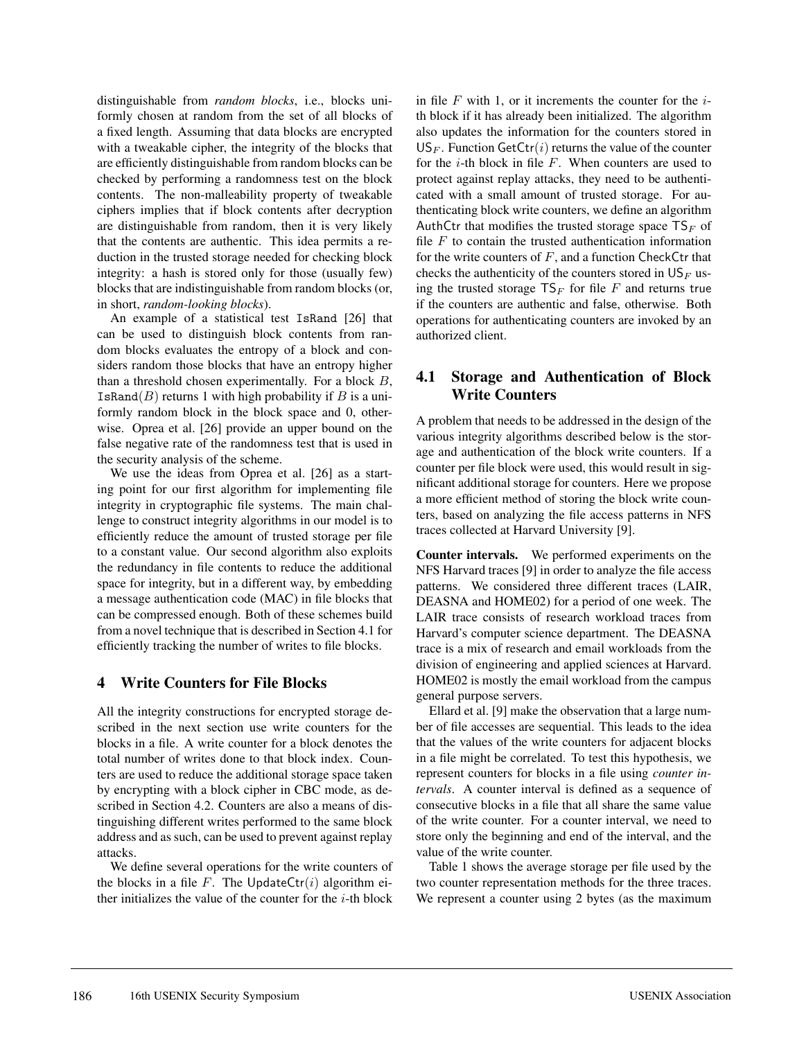distinguishable from *random blocks*, i.e., blocks uniformly chosen at random from the set of all blocks of a fixed length. Assuming that data blocks are encrypted with a tweakable cipher, the integrity of the blocks that are efficiently distinguishable from random blocks can be checked by performing a randomness test on the block contents. The non-malleability property of tweakable ciphers implies that if block contents after decryption are distinguishable from random, then it is very likely that the contents are authentic. This idea permits a reduction in the trusted storage needed for checking block integrity: a hash is stored only for those (usually few) blocks that are indistinguishable from random blocks (or, in short, *random-looking blocks*).

An example of a statistical test IsRand [26] that can be used to distinguish block contents from random blocks evaluates the entropy of a block and considers random those blocks that have an entropy higher than a threshold chosen experimentally. For a block $B$, $\texttt{IsRand}(B)$ returns 1 with high probability if $B$ is a uniformly random block in the block space and 0, otherwise. Oprea et al. [26] provide an upper bound on the false negative rate of the randomness test that is used in the security analysis of the scheme.

We use the ideas from Oprea et al. [26] as a starting point for our first algorithm for implementing file integrity in cryptographic file systems. The main challenge to construct integrity algorithms in our model is to efficiently reduce the amount of trusted storage per file to a constant value. Our second algorithm also exploits the redundancy in file contents to reduce the additional space for integrity, but in a different way, by embedding a message authentication code (MAC) in file blocks that can be compressed enough. Both of these schemes build from a novel technique that is described in Section 4.1 for efficiently tracking the number of writes to file blocks.

## 4 Write Counters for File Blocks

All the integrity constructions for encrypted storage described in the next section use write counters for the blocks in a file. A write counter for a block denotes the total number of writes done to that block index. Counters are used to reduce the additional storage space taken by encrypting with a block cipher in CBC mode, as described in Section 4.2. Counters are also a means of distinguishing different writes performed to the same block address and as such, can be used to prevent against replay attacks.

We define several operations for the write counters of the blocks in a file $F$. The $\mathsf{UpdateCtr}(i)$ algorithm either initializes the value of the counter for the $i$-th block in file $F$ with 1, or it increments the counter for the $i$-th block if it has already been initialized. The algorithm also updates the information for the counters stored in $\mathsf{US}_F$. Function $\mathsf{GetCtr}(i)$ returns the value of the counter for the $i$-th block in file $F$. When counters are used to protect against replay attacks, they need to be authenticated with a small amount of trusted storage. For authenticating block write counters, we define an algorithm $\mathsf{AuthCtr}$ that modifies the trusted storage space $\mathsf{TS}_F$ of file $F$ to contain the trusted authentication information for the write counters of $F$, and a function $\mathsf{CheckCtr}$ that checks the authenticity of the counters stored in $\mathsf{US}_F$ using the trusted storage $\mathsf{TS}_F$ for file $F$ and returns $\mathsf{true}$ if the counters are authentic and $\mathsf{false}$, otherwise. Both operations for authenticating counters are invoked by an authorized client.

### 4.1 Storage and Authentication of Block Write Counters

A problem that needs to be addressed in the design of the various integrity algorithms described below is the storage and authentication of the block write counters. If a counter per file block were used, this would result in significant additional storage for counters. Here we propose a more efficient method of storing the block write counters, based on analyzing the file access patterns in NFS traces collected at Harvard University [9].

**Counter intervals.** We performed experiments on the NFS Harvard traces [9] in order to analyze the file access patterns. We considered three different traces (LAIR, DEASNA and HOME02) for a period of one week. The LAIR trace consists of research workload traces from Harvard's computer science department. The DEASNA trace is a mix of research and email workloads from the division of engineering and applied sciences at Harvard. HOME02 is mostly the email workload from the campus general purpose servers.

Ellard et al. [9] make the observation that a large number of file accesses are sequential. This leads to the idea that the values of the write counters for adjacent blocks in a file might be correlated. To test this hypothesis, we represent counters for blocks in a file using *counter intervals*. A counter interval is defined as a sequence of consecutive blocks in a file that all share the same value of the write counter. For a counter interval, we need to store only the beginning and end of the interval, and the value of the write counter.

Table 1 shows the average storage per file used by the two counter representation methods for the three traces. We represent a counter using 2 bytes (as the maximum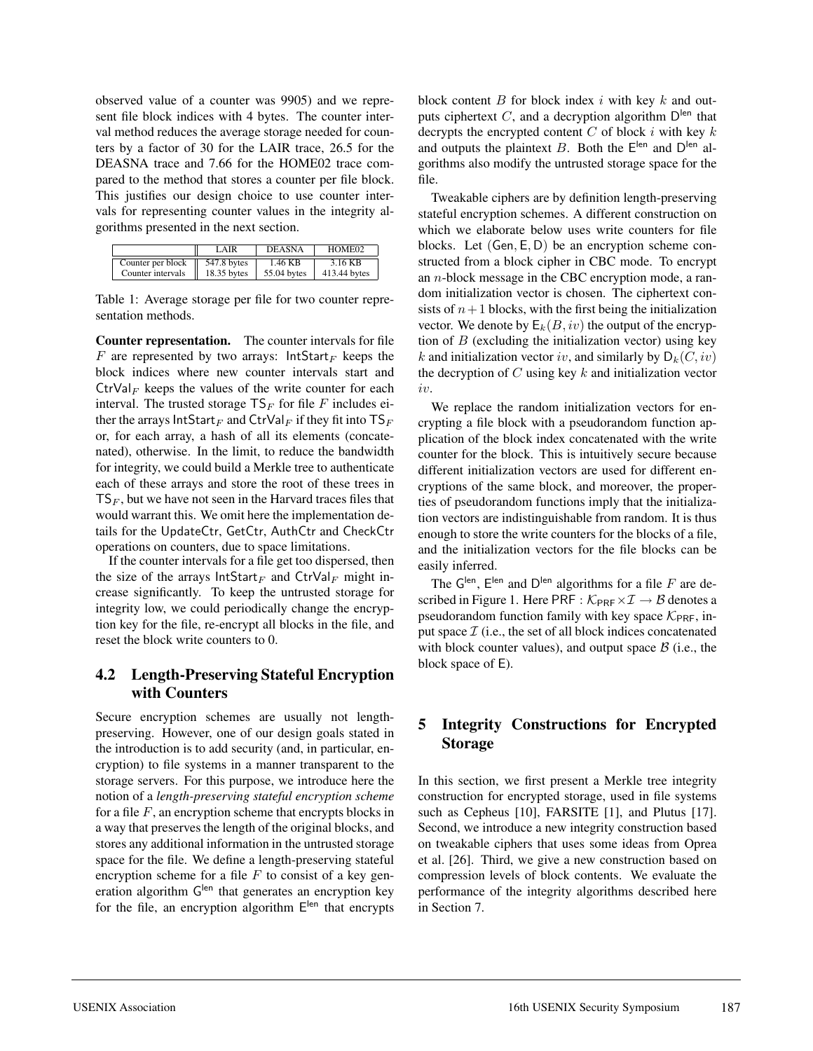observed value of a counter was 9905) and we represent file block indices with 4 bytes. The counter interval method reduces the average storage needed for counters by a factor of 30 for the LAIR trace, 26.5 for the DEASNA trace and 7.66 for the HOME02 trace compared to the method that stores a counter per file block. This justifies our design choice to use counter intervals for representing counter values in the integrity algorithms presented in the next section.

| | LAIR | DEASNA | HOME02 |
|---|---|---|---|
| Counter per block | 547.8 bytes | 1.46 KB | 3.16 KB |
| Counter intervals | 18.35 bytes | 55.04 bytes | 413.44 bytes |

Table 1: Average storage per file for two counter representation methods.

**Counter representation.** The counter intervals for file $F$ are represented by two arrays: $\mathsf{IntStart}_F$ keeps the block indices where new counter intervals start and $\mathsf{CtrVal}_F$ keeps the values of the write counter for each interval. The trusted storage $\mathsf{TS}_F$ for file $F$ includes either the arrays $\mathsf{IntStart}_F$ and $\mathsf{CtrVal}_F$ if they fit into $\mathsf{TS}_F$ or, for each array, a hash of all its elements (concatenated), otherwise. In the limit, to reduce the bandwidth for integrity, we could build a Merkle tree to authenticate each of these arrays and store the root of these trees in $\mathsf{TS}_F$, but we have not seen in the Harvard traces files that would warrant this. We omit here the implementation details for the UpdateCtr, GetCtr, AuthCtr and CheckCtr operations on counters, due to space limitations.

If the counter intervals for a file get too dispersed, then the size of the arrays $\mathsf{IntStart}_F$ and $\mathsf{CtrVal}_F$ might increase significantly. To keep the untrusted storage for integrity low, we could periodically change the encryption key for the file, re-encrypt all blocks in the file, and reset the block write counters to 0.

## 4.2 Length-Preserving Stateful Encryption with Counters

Secure encryption schemes are usually not length-preserving. However, one of our design goals stated in the introduction is to add security (and, in particular, encryption) to file systems in a manner transparent to the storage servers. For this purpose, we introduce here the notion of a *length-preserving stateful encryption scheme* for a file $F$, an encryption scheme that encrypts blocks in a way that preserves the length of the original blocks, and stores any additional information in the untrusted storage space for the file. We define a length-preserving stateful encryption scheme for a file $F$ to consist of a key generation algorithm $\mathsf{G}^{\mathsf{len}}$ that generates an encryption key for the file, an encryption algorithm $\mathsf{E}^{\mathsf{len}}$ that encrypts block content $B$ for block index $i$ with key $k$ and outputs ciphertext $C$, and a decryption algorithm $\mathsf{D}^{\mathsf{len}}$ that decrypts the encrypted content $C$ of block $i$ with key $k$ and outputs the plaintext $B$. Both the $\mathsf{E}^{\mathsf{len}}$ and $\mathsf{D}^{\mathsf{len}}$ algorithms also modify the untrusted storage space for the file.

Tweakable ciphers are by definition length-preserving stateful encryption schemes. A different construction on which we elaborate below uses write counters for file blocks. Let $(\mathsf{Gen}, \mathsf{E}, \mathsf{D})$ be an encryption scheme constructed from a block cipher in CBC mode. To encrypt an $n$-block message in the CBC encryption mode, a random initialization vector is chosen. The ciphertext consists of $n+1$ blocks, with the first being the initialization vector. We denote by $\mathsf{E}_k(B, iv)$ the output of the encryption of $B$ (excluding the initialization vector) using key $k$ and initialization vector $iv$, and similarly by $\mathsf{D}_k(C, iv)$ the decryption of $C$ using key $k$ and initialization vector $iv$.

We replace the random initialization vectors for encrypting a file block with a pseudorandom function application of the block index concatenated with the write counter for the block. This is intuitively secure because different initialization vectors are used for different encryptions of the same block, and moreover, the properties of pseudorandom functions imply that the initialization vectors are indistinguishable from random. It is thus enough to store the write counters for the blocks of a file, and the initialization vectors for the file blocks can be easily inferred.

The $\mathsf{G}^{\mathsf{len}}$, $\mathsf{E}^{\mathsf{len}}$ and $\mathsf{D}^{\mathsf{len}}$ algorithms for a file $F$ are described in Figure 1. Here $\mathsf{PRF} : \mathcal{K}_{\mathsf{PRF}} \times \mathcal{I} \rightarrow \mathcal{B}$ denotes a pseudorandom function family with key space $\mathcal{K}_{\mathsf{PRF}}$, input space $\mathcal{I}$ (i.e., the set of all block indices concatenated with block counter values), and output space $\mathcal{B}$ (i.e., the block space of $\mathsf{E}$).

# 5 Integrity Constructions for Encrypted Storage

In this section, we first present a Merkle tree integrity construction for encrypted storage, used in file systems such as Cepheus [10], FARSITE [1], and Plutus [17]. Second, we introduce a new integrity construction based on tweakable ciphers that uses some ideas from Oprea et al. [26]. Third, we give a new construction based on compression levels of block contents. We evaluate the performance of the integrity algorithms described here in Section 7.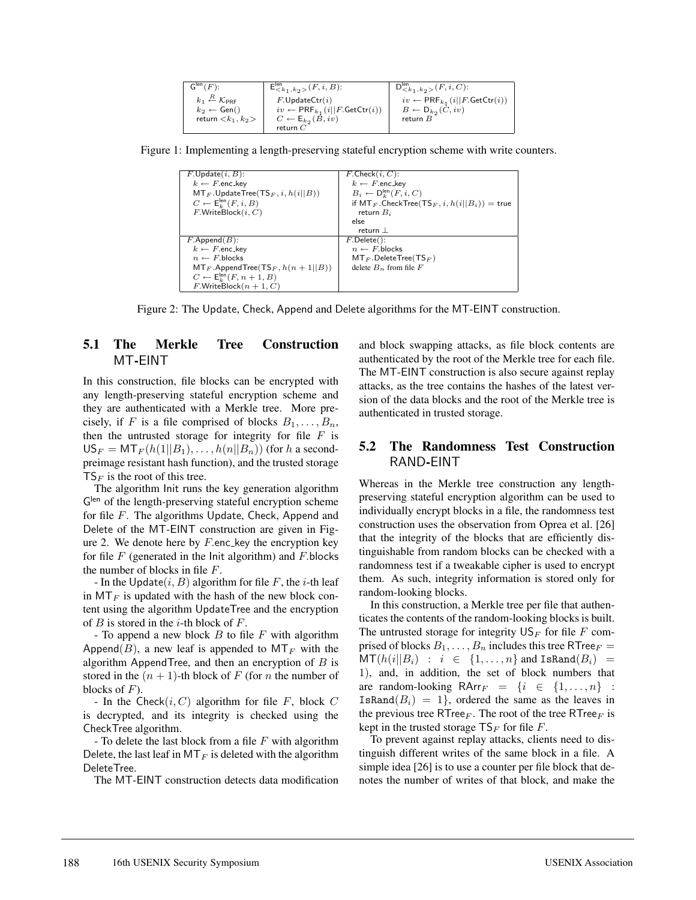| $G^{len}(F)$: | $E^{len}_{<k_1,k_2>}(F, i, B)$: | $D^{len}_{<k_1,k_2>}(F, i, C)$: |
|---|---|---|
| $k_1 \xleftarrow{R} \mathcal{K}_{PRF}$ <br> $k_2 \leftarrow \mathsf{Gen}()$ <br> return $<k_1, k_2>$ | $F.\mathsf{UpdateCtr}(i)$ <br> $iv \leftarrow \mathsf{PRF}_{k_1}(i \| F.\mathsf{GetCtr}(i))$ <br> $C \leftarrow \mathsf{E}_{k_2}(B, iv)$ <br> return $C$ | $iv \leftarrow \mathsf{PRF}_{k_1}(i \| F.\mathsf{GetCtr}(i))$ <br> $B \leftarrow \mathsf{D}_{k_2}(C, iv)$ <br> return $B$ |

Figure 1: Implementing a length-preserving stateful encryption scheme with write counters.

| | |
|---|---|
| $F.\mathsf{Update}(i, B)$: <br> $k \leftarrow F.\mathsf{enc\_key}$ <br> $\mathsf{MT}_F.\mathsf{UpdateTree}(\mathsf{TS}_F, i, h(i\|B))$ <br> $C \leftarrow \mathsf{E}^{len}_k(F, i, B)$ <br> $F.\mathsf{WriteBlock}(i, C)$ | $F.\mathsf{Check}(i, C)$: <br> $k \leftarrow F.\mathsf{enc\_key}$ <br> $B_i \leftarrow \mathsf{D}^{len}_k(F, i, C)$ <br> if $\mathsf{MT}_F.\mathsf{CheckTree}(\mathsf{TS}_F, i, h(i\|B_i)) =$ true <br> return $B_i$ <br> else <br> return $\perp$ |
| $F.\mathsf{Append}(B)$: <br> $k \leftarrow F.\mathsf{enc\_key}$ <br> $n \leftarrow F.\mathsf{blocks}$ <br> $\mathsf{MT}_F.\mathsf{AppendTree}(\mathsf{TS}_F, h(n+1\|B))$ <br> $C \leftarrow \mathsf{E}^{len}_k(F, n+1, B)$ <br> $F.\mathsf{WriteBlock}(n+1, C)$ | $F.\mathsf{Delete}()$: <br> $n \leftarrow F.\mathsf{blocks}$ <br> $\mathsf{MT}_F.\mathsf{DeleteTree}(\mathsf{TS}_F)$ <br> delete $B_n$ from file $F$ |

Figure 2: The Update, Check, Append and Delete algorithms for the MT-EINT construction.

### 5.1 The Merkle Tree Construction MT-EINT

In this construction, file blocks can be encrypted with any length-preserving stateful encryption scheme and they are authenticated with a Merkle tree. More precisely, if $F$ is a file comprised of blocks $B_1, \ldots, B_n$, then the untrusted storage for integrity for file $F$ is $\mathsf{US}_F = \mathsf{MT}_F(h(1\|B_1), \ldots, h(n\|B_n))$ (for $h$ a second-preimage resistant hash function), and the trusted storage $\mathsf{TS}_F$ is the root of this tree.

The algorithm Init runs the key generation algorithm $\mathsf{G}^{len}$ of the length-preserving stateful encryption scheme for file $F$. The algorithms Update, Check, Append and Delete of the MT-EINT construction are given in Figure 2. We denote here by $F$.enc_key the encryption key for file $F$ (generated in the Init algorithm) and $F$.blocks the number of blocks in file $F$.

- In the Update$(i, B)$ algorithm for file $F$, the $i$-th leaf in $\mathsf{MT}_F$ is updated with the hash of the new block content using the algorithm UpdateTree and the encryption of $B$ is stored in the $i$-th block of $F$.

- To append a new block $B$ to file $F$ with algorithm Append$(B)$, a new leaf is appended to $\mathsf{MT}_F$ with the algorithm AppendTree, and then an encryption of $B$ is stored in the $(n+1)$-th block of $F$ (for $n$ the number of blocks of $F$).

- In the Check$(i, C)$ algorithm for file $F$, block $C$ is decrypted, and its integrity is checked using the CheckTree algorithm.

- To delete the last block from a file $F$ with algorithm Delete, the last leaf in $\mathsf{MT}_F$ is deleted with the algorithm DeleteTree.

The MT-EINT construction detects data modification and block swapping attacks, as file block contents are authenticated by the root of the Merkle tree for each file. The MT-EINT construction is also secure against replay attacks, as the tree contains the hashes of the latest version of the data blocks and the root of the Merkle tree is authenticated in trusted storage.

### 5.2 The Randomness Test Construction RAND-EINT

Whereas in the Merkle tree construction any length-preserving stateful encryption algorithm can be used to individually encrypt blocks in a file, the randomness test construction uses the observation from Oprea et al. [26] that the integrity of the blocks that are efficiently distinguishable from random blocks can be checked with a randomness test if a tweakable cipher is used to encrypt them. As such, integrity information is stored only for random-looking blocks.

In this construction, a Merkle tree per file that authenticates the contents of the random-looking blocks is built. The untrusted storage for integrity $\mathsf{US}_F$ for file $F$ comprised of blocks $B_1, \ldots, B_n$ includes this tree $\mathsf{RTree}_F = \mathsf{MT}(h(i\|B_i) : i \in \{1, \ldots, n\}$ and $\mathtt{IsRand}(B_i) = 1)$, and, in addition, the set of block numbers that are random-looking $\mathsf{RArr}_F = \{i \in \{1, \ldots, n\} : \mathtt{IsRand}(B_i) = 1\}$, ordered the same as the leaves in the previous tree $\mathsf{RTree}_F$. The root of the tree $\mathsf{RTree}_F$ is kept in the trusted storage $\mathsf{TS}_F$ for file $F$.

To prevent against replay attacks, clients need to distinguish different writes of the same block in a file. A simple idea [26] is to use a counter per file block that denotes the number of writes of that block, and make the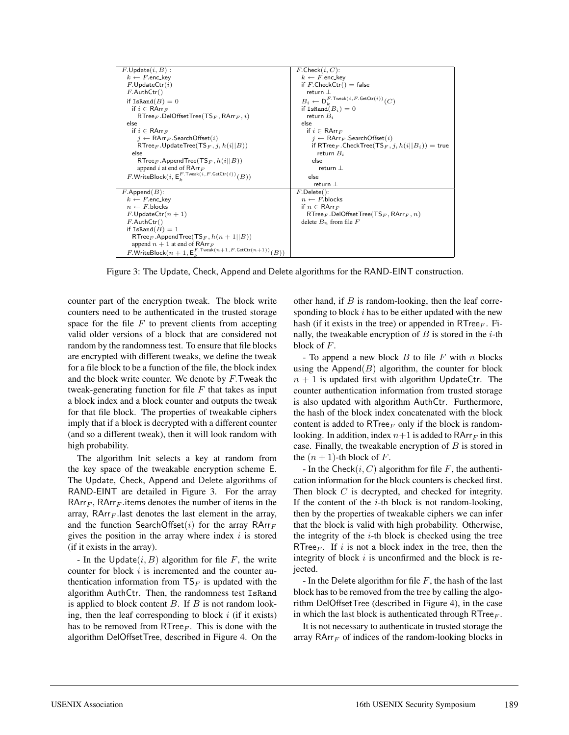```
F.Update(i, B) :
  k ← F.enc_key
  F.UpdateCtr(i)
  F.AuthCtr()
  if IsRand(B) = 0
    if i ∈ RArr_F
      RTree_F.DelOffsetTree(TS_F, RArr_F, i)
  else
    if i ∈ RArr_F
      j ← RArr_F.SearchOffset(i)
      RTree_F.UpdateTree(TS_F, j, h(i||B))
    else
      RTree_F.AppendTree(TS_F, h(i||B))
      append i at end of RArr_F
  F.WriteBlock(i, E_k^{F.Tweak(i, F.GetCtr(i))}(B))

F.Check(i, C):
  k ← F.enc_key
  if F.CheckCtr() = false
    return ⊥
  B_i ← D_k^{F.Tweak(i, F.GetCtr(i))}(C)
  if IsRand(B_i) = 0
    return B_i
  else
    if i ∈ RArr_F
      j ← RArr_F.SearchOffset(i)
      if RTree_F.CheckTree(TS_F, j, h(i||B_i)) = true
        return B_i
      else
        return ⊥
    else
      return ⊥

F.Append(B):
  k ← F.enc_key
  n ← F.blocks
  F.UpdateCtr(n + 1)
  F.AuthCtr()
  if IsRand(B) = 1
    RTree_F.AppendTree(TS_F, h(n + 1||B))
    append n + 1 at end of RArr_F
  F.WriteBlock(n + 1, E_k^{F.Tweak(n+1, F.GetCtr(n+1))}(B))

F.Delete():
  n ← F.blocks
  if n ∈ RArr_F
    RTree_F.DelOffsetTree(TS_F, RArr_F, n)
  delete B_n from file F
```

Figure 3: The Update, Check, Append and Delete algorithms for the RAND-EINT construction.

counter part of the encryption tweak. The block write counters need to be authenticated in the trusted storage space for the file $F$ to prevent clients from accepting valid older versions of a block that are considered not random by the randomness test. To ensure that file blocks are encrypted with different tweaks, we define the tweak for a file block to be a function of the file, the block index and the block write counter. We denote by $F$.Tweak the tweak-generating function for file $F$ that takes as input a block index and a block counter and outputs the tweak for that file block. The properties of tweakable ciphers imply that if a block is decrypted with a different counter (and so a different tweak), then it will look random with high probability.

The algorithm Init selects a key at random from the key space of the tweakable encryption scheme E. The Update, Check, Append and Delete algorithms of RAND-EINT are detailed in Figure 3. For the array $\mathsf{RArr}_F$, $\mathsf{RArr}_F$.items denotes the number of items in the array, $\mathsf{RArr}_F$.last denotes the last element in the array, and the function SearchOffset($i$) for the array $\mathsf{RArr}_F$ gives the position in the array where index $i$ is stored (if it exists in the array).

- In the Update($i, B$) algorithm for file $F$, the write counter for block $i$ is incremented and the counter authentication information from $\mathsf{TS}_F$ is updated with the algorithm AuthCtr. Then, the randomness test IsRand is applied to block content $B$. If $B$ is not random looking, then the leaf corresponding to block $i$ (if it exists) has to be removed from $\mathsf{RTree}_F$. This is done with the algorithm DelOffsetTree, described in Figure 4. On the other hand, if $B$ is random-looking, then the leaf corresponding to block $i$ has to be either updated with the new hash (if it exists in the tree) or appended in $\mathsf{RTree}_F$. Finally, the tweakable encryption of $B$ is stored in the $i$-th block of $F$.

- To append a new block $B$ to file $F$ with $n$ blocks using the Append($B$) algorithm, the counter for block $n+1$ is updated first with algorithm UpdateCtr. The counter authentication information from trusted storage is also updated with algorithm AuthCtr. Furthermore, the hash of the block index concatenated with the block content is added to $\mathsf{RTree}_F$ only if the block is random-looking. In addition, index $n+1$ is added to $\mathsf{RArr}_F$ in this case. Finally, the tweakable encryption of $B$ is stored in the $(n+1)$-th block of $F$.

- In the Check($i, C$) algorithm for file $F$, the authentication information for the block counters is checked first. Then block $C$ is decrypted, and checked for integrity. If the content of the $i$-th block is not random-looking, then by the properties of tweakable ciphers we can infer that the block is valid with high probability. Otherwise, the integrity of the $i$-th block is checked using the tree $\mathsf{RTree}_F$. If $i$ is not a block index in the tree, then the integrity of block $i$ is unconfirmed and the block is rejected.

- In the Delete algorithm for file $F$, the hash of the last block has to be removed from the tree by calling the algorithm DelOffsetTree (described in Figure 4), in the case in which the last block is authenticated through $\mathsf{RTree}_F$.

It is not necessary to authenticate in trusted storage the array $\mathsf{RArr}_F$ of indices of the random-looking blocks in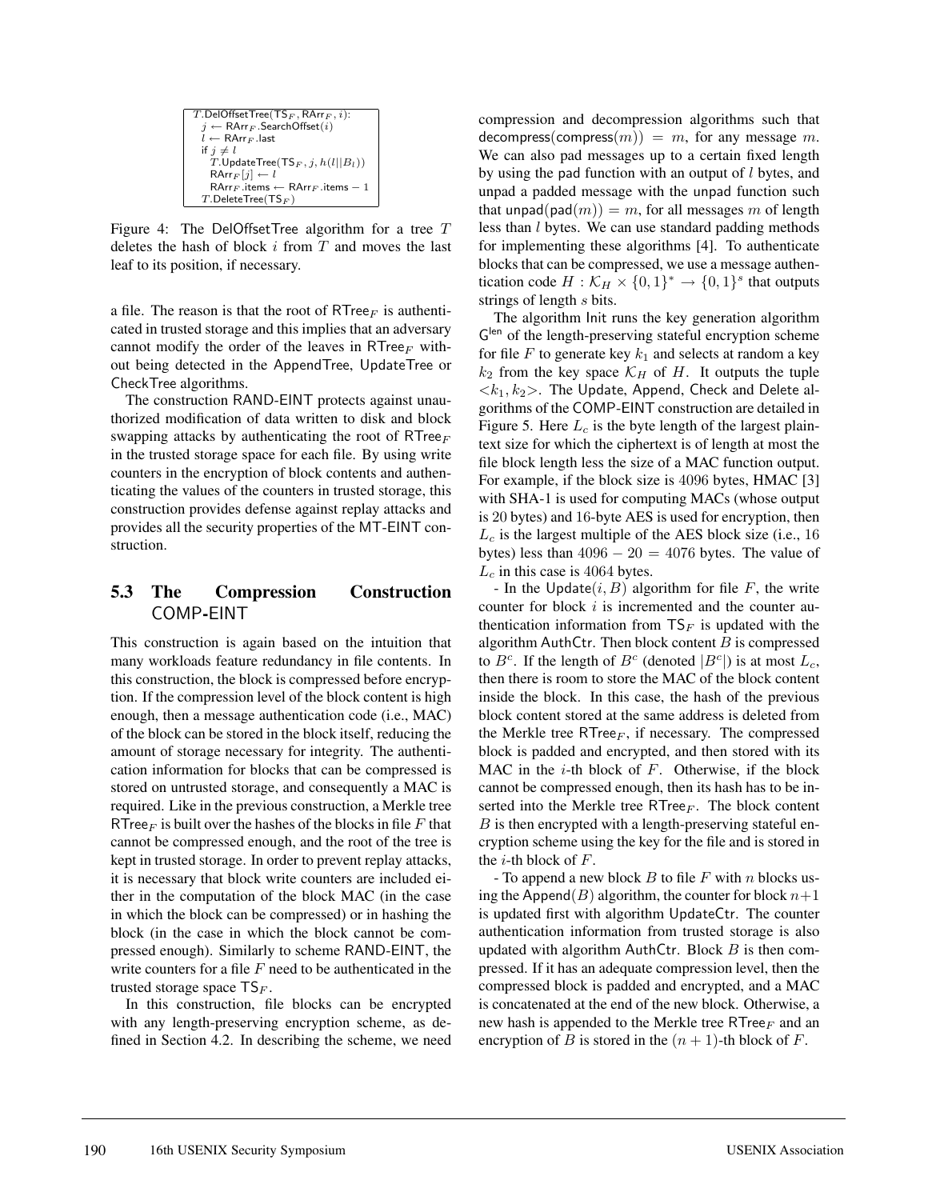```
T.DelOffsetTree(TS_F, RArr_F, i):
  j ← RArr_F.SearchOffset(i)
  l ← RArr_F.last
  if j ≠ l
    T.UpdateTree(TS_F, j, h(l||B_l))
    RArr_F[j] ← l
    RArr_F.items ← RArr_F.items − 1
  T.DeleteTree(TS_F)
```

Figure 4: The DelOffsetTree algorithm for a tree $T$ deletes the hash of block $i$ from $T$ and moves the last leaf to its position, if necessary.

a file. The reason is that the root of $\mathsf{RTree}_F$ is authenticated in trusted storage and this implies that an adversary cannot modify the order of the leaves in $\mathsf{RTree}_F$ without being detected in the AppendTree, UpdateTree or CheckTree algorithms.

The construction RAND-EINT protects against unauthorized modification of data written to disk and block swapping attacks by authenticating the root of $\mathsf{RTree}_F$ in the trusted storage space for each file. By using write counters in the encryption of block contents and authenticating the values of the counters in trusted storage, this construction provides defense against replay attacks and provides all the security properties of the MT-EINT construction.

### 5.3 The Compression Construction COMP-EINT

This construction is again based on the intuition that many workloads feature redundancy in file contents. In this construction, the block is compressed before encryption. If the compression level of the block content is high enough, then a message authentication code (i.e., MAC) of the block can be stored in the block itself, reducing the amount of storage necessary for integrity. The authentication information for blocks that can be compressed is stored on untrusted storage, and consequently a MAC is required. Like in the previous construction, a Merkle tree $\mathsf{RTree}_F$ is built over the hashes of the blocks in file $F$ that cannot be compressed enough, and the root of the tree is kept in trusted storage. In order to prevent replay attacks, it is necessary that block write counters are included either in the computation of the block MAC (in the case in which the block can be compressed) or in hashing the block (in the case in which the block cannot be compressed enough). Similarly to scheme RAND-EINT, the write counters for a file $F$ need to be authenticated in the trusted storage space $\mathsf{TS}_F$.

In this construction, file blocks can be encrypted with any length-preserving encryption scheme, as defined in Section 4.2. In describing the scheme, we need compression and decompression algorithms such that $\mathsf{decompress}(\mathsf{compress}(m)) = m$, for any message $m$. We can also pad messages up to a certain fixed length by using the pad function with an output of $l$ bytes, and unpad a padded message with the unpad function such that $\mathsf{unpad}(\mathsf{pad}(m)) = m$, for all messages $m$ of length less than $l$ bytes. We can use standard padding methods for implementing these algorithms [4]. To authenticate blocks that can be compressed, we use a message authentication code $H : \mathcal{K}_H \times \{0,1\}^* \rightarrow \{0,1\}^s$ that outputs strings of length $s$ bits.

The algorithm Init runs the key generation algorithm $\mathsf{G}^{\mathsf{len}}$ of the length-preserving stateful encryption scheme for file $F$ to generate key $k_1$ and selects at random a key $k_2$ from the key space $\mathcal{K}_H$ of $H$. It outputs the tuple $<k_1, k_2>$. The Update, Append, Check and Delete algorithms of the COMP-EINT construction are detailed in Figure 5. Here $L_c$ is the byte length of the largest plaintext size for which the ciphertext is of length at most the file block length less the size of a MAC function output. For example, if the block size is 4096 bytes, HMAC [3] with SHA-1 is used for computing MACs (whose output is 20 bytes) and 16-byte AES is used for encryption, then $L_c$ is the largest multiple of the AES block size (i.e., 16 bytes) less than $4096 - 20 = 4076$ bytes. The value of $L_c$ in this case is 4064 bytes.

- In the $\mathsf{Update}(i, B)$ algorithm for file $F$, the write counter for block $i$ is incremented and the counter authentication information from $\mathsf{TS}_F$ is updated with the algorithm AuthCtr. Then block content $B$ is compressed to $B^c$. If the length of $B^c$ (denoted $|B^c|$) is at most $L_c$, then there is room to store the MAC of the block content inside the block. In this case, the hash of the previous block content stored at the same address is deleted from the Merkle tree $\mathsf{RTree}_F$, if necessary. The compressed block is padded and encrypted, and then stored with its MAC in the $i$-th block of $F$. Otherwise, if the block cannot be compressed enough, then its hash has to be inserted into the Merkle tree $\mathsf{RTree}_F$. The block content $B$ is then encrypted with a length-preserving stateful encryption scheme using the key for the file and is stored in the $i$-th block of $F$.

- To append a new block $B$ to file $F$ with $n$ blocks using the $\mathsf{Append}(B)$ algorithm, the counter for block $n+1$ is updated first with algorithm UpdateCtr. The counter authentication information from trusted storage is also updated with algorithm AuthCtr. Block $B$ is then compressed. If it has an adequate compression level, then the compressed block is padded and encrypted, and a MAC is concatenated at the end of the new block. Otherwise, a new hash is appended to the Merkle tree $\mathsf{RTree}_F$ and an encryption of $B$ is stored in the $(n+1)$-th block of $F$.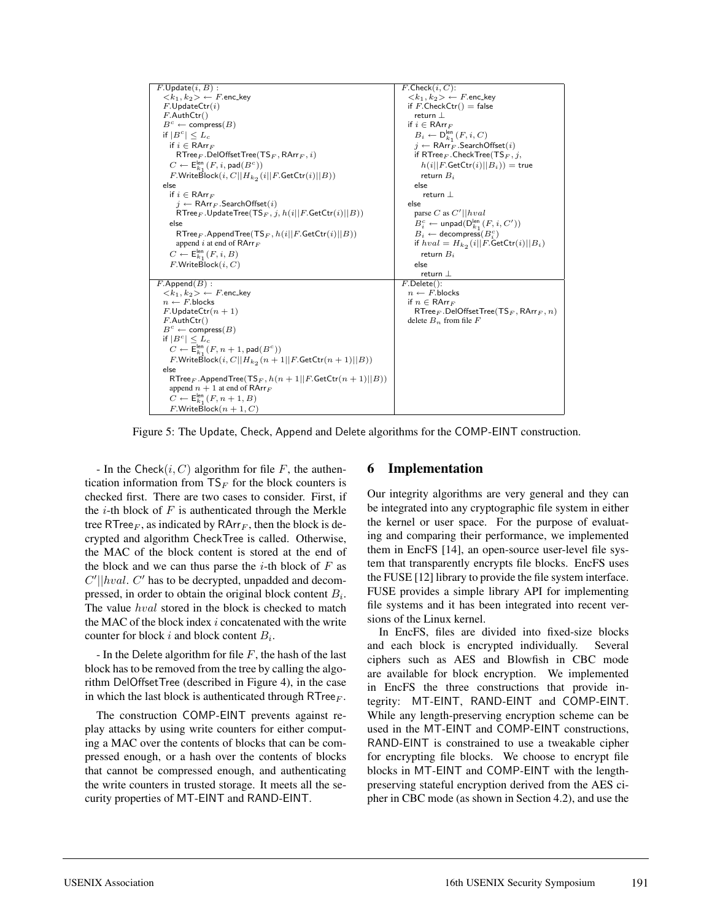```
F.Update(i, B) :
  <k1, k2> ← F.enc_key
  F.UpdateCtr(i)
  F.AuthCtr()
  B^c ← compress(B)
  if |B^c| ≤ L_c
    if i ∈ RArr_F
      RTree_F.DelOffsetTree(TS_F, RArr_F, i)
    C ← E^len_k1(F, i, pad(B^c))
    F.WriteBlock(i, C||H_k2(i||F.GetCtr(i)||B))
  else
    if i ∈ RArr_F
      j ← RArr_F.SearchOffset(i)
      RTree_F.UpdateTree(TS_F, j, h(i||F.GetCtr(i)||B))
    else
      RTree_F.AppendTree(TS_F, h(i||F.GetCtr(i)||B))
      append i at end of RArr_F
    C ← E^len_k1(F, i, B)
    F.WriteBlock(i, C)
```

```
F.Check(i, C):
  <k1, k2> ← F.enc_key
  if F.CheckCtr() = false
    return ⊥
  if i ∈ RArr_F
    B_i ← D^len_k1(F, i, C)
    j ← RArr_F.SearchOffset(i)
    if RTree_F.CheckTree(TS_F, j,
       h(i||F.GetCtr(i)||B_i)) = true
      return B_i
    else
      return ⊥
  else
    parse C as C'||hval
    B^c_i ← unpad(D^len_k1(F, i, C'))
    B_i ← decompress(B^c_i)
    if hval = H_k2(i||F.GetCtr(i)||B_i)
      return B_i
    else
      return ⊥
```

```
F.Append(B) :
  <k1, k2> ← F.enc_key
  n ← F.blocks
  F.UpdateCtr(n + 1)
  F.AuthCtr()
  B^c ← compress(B)
  if |B^c| ≤ L_c
    C ← E^len_k1(F, n + 1, pad(B^c))
    F.WriteBlock(i, C||H_k2(n + 1||F.GetCtr(n + 1)||B))
  else
    RTree_F.AppendTree(TS_F, h(n + 1||F.GetCtr(n + 1)||B))
    append n + 1 at end of RArr_F
    C ← E^len_k1(F, n + 1, B)
    F.WriteBlock(n + 1, C)
```

```
F.Delete():
  n ← F.blocks
  if n ∈ RArr_F
    RTree_F.DelOffsetTree(TS_F, RArr_F, n)
  delete B_n from file F
```

Figure 5: The Update, Check, Append and Delete algorithms for the COMP-EINT construction.

- In the $\mathsf{Check}(i, C)$ algorithm for file $F$, the authentication information from $\mathsf{TS}_F$ for the block counters is checked first. There are two cases to consider. First, if the $i$-th block of $F$ is authenticated through the Merkle tree $\mathsf{RTree}_F$, as indicated by $\mathsf{RArr}_F$, then the block is decrypted and algorithm CheckTree is called. Otherwise, the MAC of the block content is stored at the end of the block and we can thus parse the $i$-th block of $F$ as $C'||hval$. $C'$ has to be decrypted, unpadded and decompressed, in order to obtain the original block content $B_i$. The value $hval$ stored in the block is checked to match the MAC of the block index $i$ concatenated with the write counter for block $i$ and block content $B_i$.

- In the Delete algorithm for file $F$, the hash of the last block has to be removed from the tree by calling the algorithm DelOffsetTree (described in Figure 4), in the case in which the last block is authenticated through $\mathsf{RTree}_F$.

The construction COMP-EINT prevents against replay attacks by using write counters for either computing a MAC over the contents of blocks that can be compressed enough, or a hash over the contents of blocks that cannot be compressed enough, and authenticating the write counters in trusted storage. It meets all the security properties of MT-EINT and RAND-EINT.

# 6 Implementation

Our integrity algorithms are very general and they can be integrated into any cryptographic file system in either the kernel or user space. For the purpose of evaluating and comparing their performance, we implemented them in EncFS [14], an open-source user-level file system that transparently encrypts file blocks. EncFS uses the FUSE [12] library to provide the file system interface. FUSE provides a simple library API for implementing file systems and it has been integrated into recent versions of the Linux kernel.

In EncFS, files are divided into fixed-size blocks and each block is encrypted individually. Several ciphers such as AES and Blowfish in CBC mode are available for block encryption. We implemented in EncFS the three constructions that provide integrity: MT-EINT, RAND-EINT and COMP-EINT. While any length-preserving encryption scheme can be used in the MT-EINT and COMP-EINT constructions, RAND-EINT is constrained to use a tweakable cipher for encrypting file blocks. We choose to encrypt file blocks in MT-EINT and COMP-EINT with the length-preserving stateful encryption derived from the AES cipher in CBC mode (as shown in Section 4.2), and use the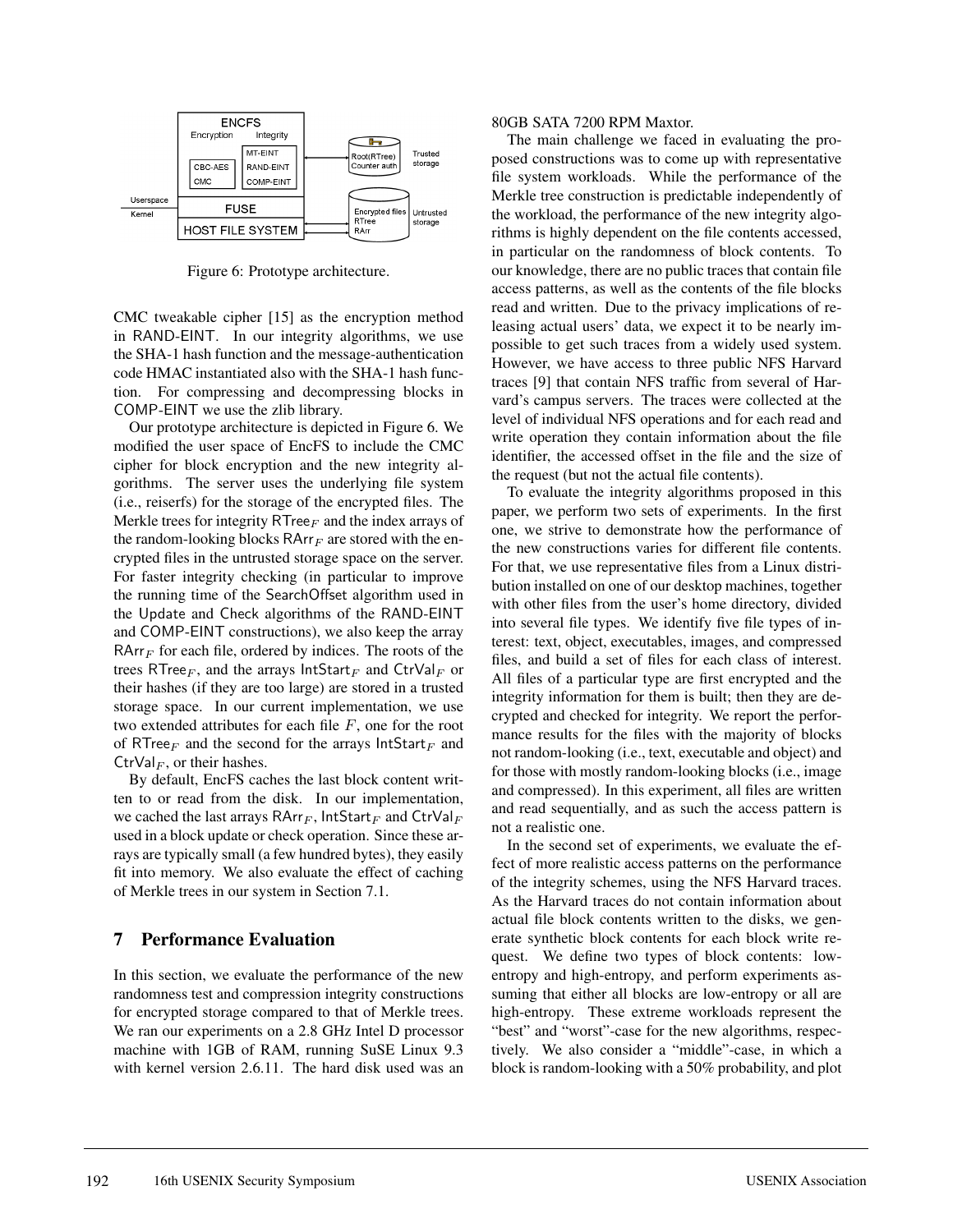Figure 6: Prototype architecture.

CMC tweakable cipher [15] as the encryption method in RAND-EINT. In our integrity algorithms, we use the SHA-1 hash function and the message-authentication code HMAC instantiated also with the SHA-1 hash function. For compressing and decompressing blocks in COMP-EINT we use the zlib library.

Our prototype architecture is depicted in Figure 6. We modified the user space of EncFS to include the CMC cipher for block encryption and the new integrity algorithms. The server uses the underlying file system (i.e., reiserfs) for the storage of the encrypted files. The Merkle trees for integrity $\mathsf{RTree}_F$ and the index arrays of the random-looking blocks $\mathsf{RArr}_F$ are stored with the encrypted files in the untrusted storage space on the server. For faster integrity checking (in particular to improve the running time of the SearchOffset algorithm used in the Update and Check algorithms of the RAND-EINT and COMP-EINT constructions), we also keep the array $\mathsf{RArr}_F$ for each file, ordered by indices. The roots of the trees $\mathsf{RTree}_F$, and the arrays $\mathsf{IntStart}_F$ and $\mathsf{CtrVal}_F$ or their hashes (if they are too large) are stored in a trusted storage space. In our current implementation, we use two extended attributes for each file $F$, one for the root of $\mathsf{RTree}_F$ and the second for the arrays $\mathsf{IntStart}_F$ and $\mathsf{CtrVal}_F$, or their hashes.

By default, EncFS caches the last block content written to or read from the disk. In our implementation, we cached the last arrays $\mathsf{RArr}_F$, $\mathsf{IntStart}_F$ and $\mathsf{CtrVal}_F$ used in a block update or check operation. Since these arrays are typically small (a few hundred bytes), they easily fit into memory. We also evaluate the effect of caching of Merkle trees in our system in Section 7.1.

## 7 Performance Evaluation

In this section, we evaluate the performance of the new randomness test and compression integrity constructions for encrypted storage compared to that of Merkle trees. We ran our experiments on a 2.8 GHz Intel D processor machine with 1GB of RAM, running SuSE Linux 9.3 with kernel version 2.6.11. The hard disk used was an 80GB SATA 7200 RPM Maxtor.

The main challenge we faced in evaluating the proposed constructions was to come up with representative file system workloads. While the performance of the Merkle tree construction is predictable independently of the workload, the performance of the new integrity algorithms is highly dependent on the file contents accessed, in particular on the randomness of block contents. To our knowledge, there are no public traces that contain file access patterns, as well as the contents of the file blocks read and written. Due to the privacy implications of releasing actual users' data, we expect it to be nearly impossible to get such traces from a widely used system. However, we have access to three public NFS Harvard traces [9] that contain NFS traffic from several of Harvard's campus servers. The traces were collected at the level of individual NFS operations and for each read and write operation they contain information about the file identifier, the accessed offset in the file and the size of the request (but not the actual file contents).

To evaluate the integrity algorithms proposed in this paper, we perform two sets of experiments. In the first one, we strive to demonstrate how the performance of the new constructions varies for different file contents. For that, we use representative files from a Linux distribution installed on one of our desktop machines, together with other files from the user's home directory, divided into several file types. We identify five file types of interest: text, object, executables, images, and compressed files, and build a set of files for each class of interest. All files of a particular type are first encrypted and the integrity information for them is built; then they are decrypted and checked for integrity. We report the performance results for the files with the majority of blocks not random-looking (i.e., text, executable and object) and for those with mostly random-looking blocks (i.e., image and compressed). In this experiment, all files are written and read sequentially, and as such the access pattern is not a realistic one.

In the second set of experiments, we evaluate the effect of more realistic access patterns on the performance of the integrity schemes, using the NFS Harvard traces. As the Harvard traces do not contain information about actual file block contents written to the disks, we generate synthetic block contents for each block write request. We define two types of block contents: low-entropy and high-entropy, and perform experiments assuming that either all blocks are low-entropy or all are high-entropy. These extreme workloads represent the "best" and "worst"-case for the new algorithms, respectively. We also consider a "middle"-case, in which a block is random-looking with a 50% probability, and plot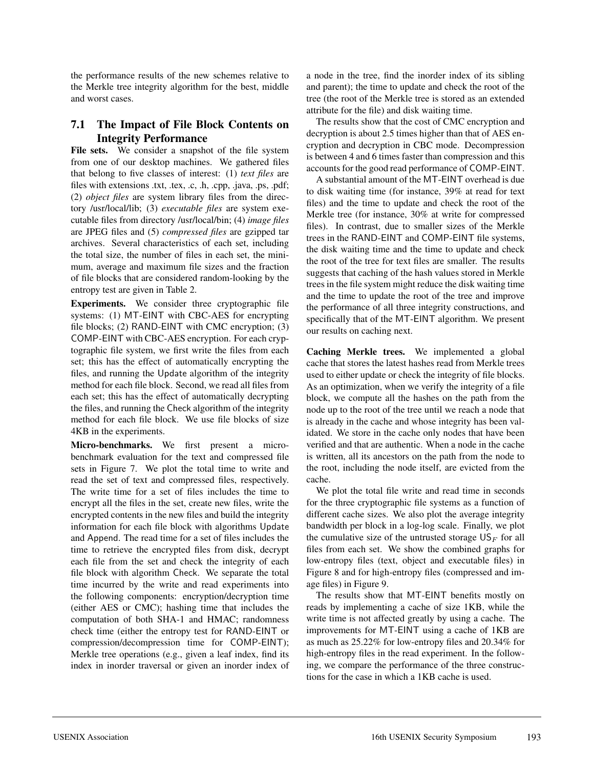the performance results of the new schemes relative to the Merkle tree integrity algorithm for the best, middle and worst cases.

### 7.1 The Impact of File Block Contents on Integrity Performance

**File sets.** We consider a snapshot of the file system from one of our desktop machines. We gathered files that belong to five classes of interest: (1) *text files* are files with extensions .txt, .tex, .c, .h, .cpp, .java, .ps, .pdf; (2) *object files* are system library files from the directory /usr/local/lib; (3) *executable files* are system executable files from directory /usr/local/bin; (4) *image files* are JPEG files and (5) *compressed files* are gzipped tar archives. Several characteristics of each set, including the total size, the number of files in each set, the minimum, average and maximum file sizes and the fraction of file blocks that are considered random-looking by the entropy test are given in Table 2.

**Experiments.** We consider three cryptographic file systems: (1) MT-EINT with CBC-AES for encrypting file blocks; (2) RAND-EINT with CMC encryption; (3) COMP-EINT with CBC-AES encryption. For each cryptographic file system, we first write the files from each set; this has the effect of automatically encrypting the files, and running the Update algorithm of the integrity method for each file block. Second, we read all files from each set; this has the effect of automatically decrypting the files, and running the Check algorithm of the integrity method for each file block. We use file blocks of size 4KB in the experiments.

**Micro-benchmarks.** We first present a micro-benchmark evaluation for the text and compressed file sets in Figure 7. We plot the total time to write and read the set of text and compressed files, respectively. The write time for a set of files includes the time to encrypt all the files in the set, create new files, write the encrypted contents in the new files and build the integrity information for each file block with algorithms Update and Append. The read time for a set of files includes the time to retrieve the encrypted files from disk, decrypt each file from the set and check the integrity of each file block with algorithm Check. We separate the total time incurred by the write and read experiments into the following components: encryption/decryption time (either AES or CMC); hashing time that includes the computation of both SHA-1 and HMAC; randomness check time (either the entropy test for RAND-EINT or compression/decompression time for COMP-EINT); Merkle tree operations (e.g., given a leaf index, find its index in inorder traversal or given an inorder index of a node in the tree, find the inorder index of its sibling and parent); the time to update and check the root of the tree (the root of the Merkle tree is stored as an extended attribute for the file) and disk waiting time.

The results show that the cost of CMC encryption and decryption is about 2.5 times higher than that of AES encryption and decryption in CBC mode. Decompression is between 4 and 6 times faster than compression and this accounts for the good read performance of COMP-EINT.

A substantial amount of the MT-EINT overhead is due to disk waiting time (for instance, 39% at read for text files) and the time to update and check the root of the Merkle tree (for instance, 30% at write for compressed files). In contrast, due to smaller sizes of the Merkle trees in the RAND-EINT and COMP-EINT file systems, the disk waiting time and the time to update and check the root of the tree for text files are smaller. The results suggests that caching of the hash values stored in Merkle trees in the file system might reduce the disk waiting time and the time to update the root of the tree and improve the performance of all three integrity constructions, and specifically that of the MT-EINT algorithm. We present our results on caching next.

**Caching Merkle trees.** We implemented a global cache that stores the latest hashes read from Merkle trees used to either update or check the integrity of file blocks. As an optimization, when we verify the integrity of a file block, we compute all the hashes on the path from the node up to the root of the tree until we reach a node that is already in the cache and whose integrity has been validated. We store in the cache only nodes that have been verified and that are authentic. When a node in the cache is written, all its ancestors on the path from the node to the root, including the node itself, are evicted from the cache.

We plot the total file write and read time in seconds for the three cryptographic file systems as a function of different cache sizes. We also plot the average integrity bandwidth per block in a log-log scale. Finally, we plot the cumulative size of the untrusted storage $\mathsf{US}_F$ for all files from each set. We show the combined graphs for low-entropy files (text, object and executable files) in Figure 8 and for high-entropy files (compressed and image files) in Figure 9.

The results show that MT-EINT benefits mostly on reads by implementing a cache of size 1KB, while the write time is not affected greatly by using a cache. The improvements for MT-EINT using a cache of 1KB are as much as 25.22% for low-entropy files and 20.34% for high-entropy files in the read experiment. In the following, we compare the performance of the three constructions for the case in which a 1KB cache is used.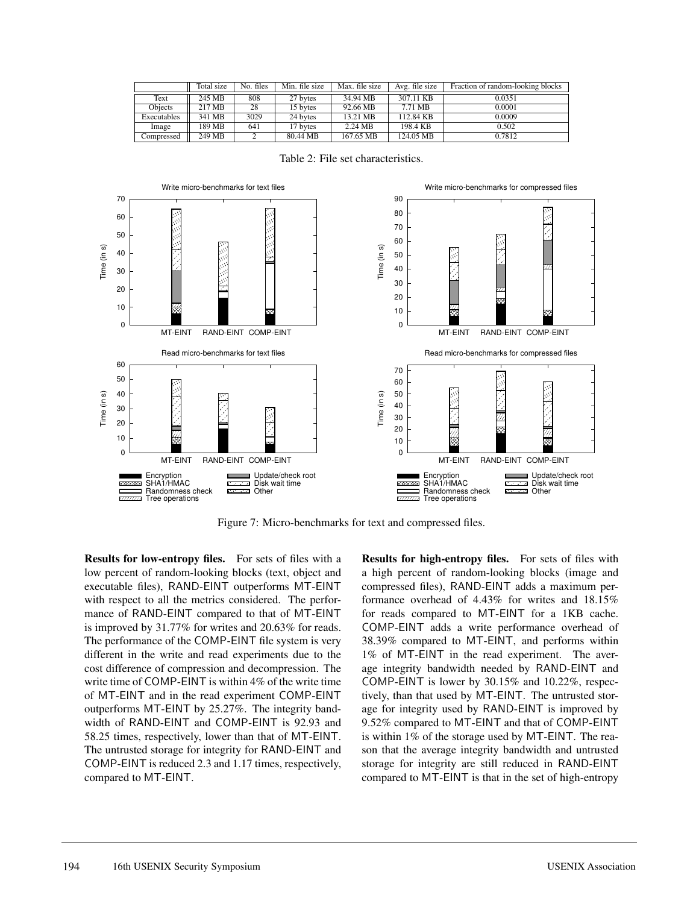|  | Total size | No. files | Min. file size | Max. file size | Avg. file size | Fraction of random-looking blocks |
|---|---|---|---|---|---|---|
| Text | 245 MB | 808 | 27 bytes | 34.94 MB | 307.11 KB | 0.0351 |
| Objects | 217 MB | 28 | 15 bytes | 92.66 MB | 7.71 MB | 0.0001 |
| Executables | 341 MB | 3029 | 24 bytes | 13.21 MB | 112.84 KB | 0.0009 |
| Image | 189 MB | 641 | 17 bytes | 2.24 MB | 198.4 KB | 0.502 |
| Compressed | 249 MB | 2 | 80.44 MB | 167.65 MB | 124.05 MB | 0.7812 |

Table 2: File set characteristics.

Figure 7: Micro-benchmarks for text and compressed files.

**Results for low-entropy files.** For sets of files with a low percent of random-looking blocks (text, object and executable files), RAND-EINT outperforms MT-EINT with respect to all the metrics considered. The performance of RAND-EINT compared to that of MT-EINT is improved by 31.77% for writes and 20.63% for reads. The performance of the COMP-EINT file system is very different in the write and read experiments due to the cost difference of compression and decompression. The write time of COMP-EINT is within 4% of the write time of MT-EINT and in the read experiment COMP-EINT outperforms MT-EINT by 25.27%. The integrity bandwidth of RAND-EINT and COMP-EINT is 92.93 and 58.25 times, respectively, lower than that of MT-EINT. The untrusted storage for integrity for RAND-EINT and COMP-EINT is reduced 2.3 and 1.17 times, respectively, compared to MT-EINT.

**Results for high-entropy files.** For sets of files with a high percent of random-looking blocks (image and compressed files), RAND-EINT adds a maximum performance overhead of 4.43% for writes and 18.15% for reads compared to MT-EINT for a 1KB cache. COMP-EINT adds a write performance overhead of 38.39% compared to MT-EINT, and performs within 1% of MT-EINT in the read experiment. The average integrity bandwidth needed by RAND-EINT and COMP-EINT is lower by 30.15% and 10.22%, respectively, than that used by MT-EINT. The untrusted storage for integrity used by RAND-EINT is improved by 9.52% compared to MT-EINT and that of COMP-EINT is within 1% of the storage used by MT-EINT. The reason that the average integrity bandwidth and untrusted storage for integrity are still reduced in RAND-EINT compared to MT-EINT is that in the set of high-entropy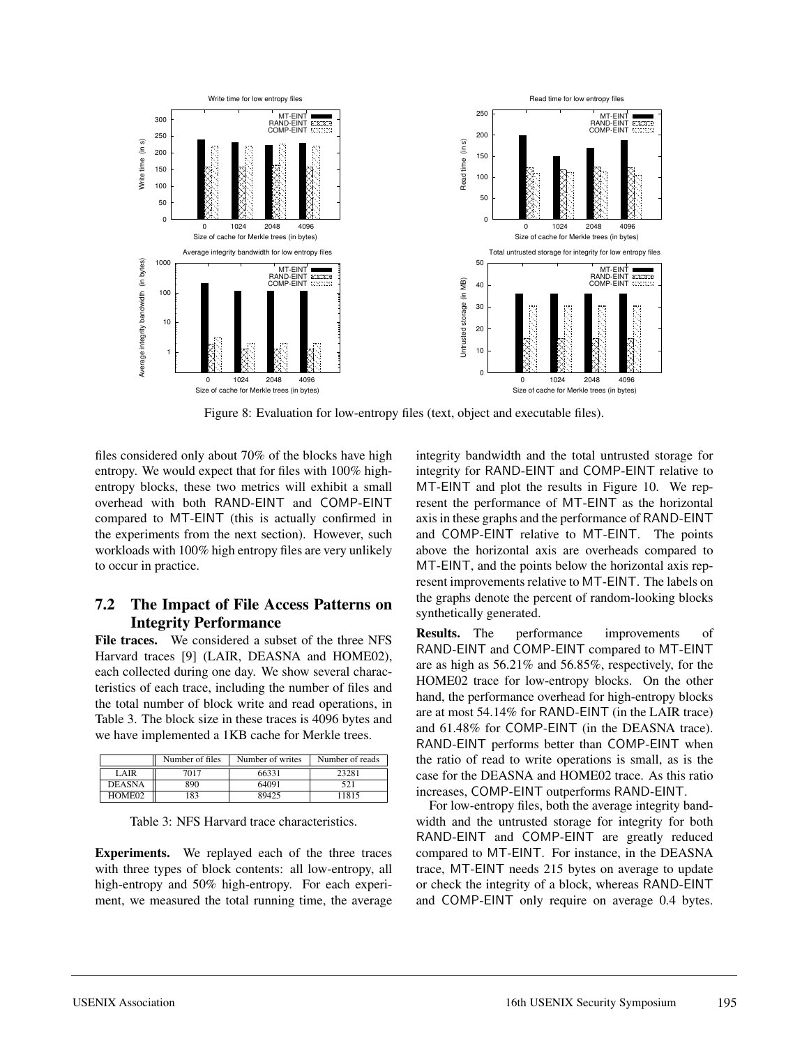Figure 8: Evaluation for low-entropy files (text, object and executable files).

files considered only about 70% of the blocks have high entropy. We would expect that for files with 100% high-entropy blocks, these two metrics will exhibit a small overhead with both RAND-EINT and COMP-EINT compared to MT-EINT (this is actually confirmed in the experiments from the next section). However, such workloads with 100% high entropy files are very unlikely to occur in practice.

## 7.2 The Impact of File Access Patterns on Integrity Performance

**File traces.** We considered a subset of the three NFS Harvard traces [9] (LAIR, DEASNA and HOME02), each collected during one day. We show several characteristics of each trace, including the number of files and the total number of block write and read operations, in Table 3. The block size in these traces is 4096 bytes and we have implemented a 1KB cache for Merkle trees.

| | Number of files | Number of writes | Number of reads |
|---|---|---|---|
| LAIR | 7017 | 66331 | 23281 |
| DEASNA | 890 | 64091 | 521 |
| HOME02 | 183 | 89425 | 11815 |

Table 3: NFS Harvard trace characteristics.

**Experiments.** We replayed each of the three traces with three types of block contents: all low-entropy, all high-entropy and 50% high-entropy. For each experiment, we measured the total running time, the average integrity bandwidth and the total untrusted storage for integrity for RAND-EINT and COMP-EINT relative to MT-EINT and plot the results in Figure 10. We represent the performance of MT-EINT as the horizontal axis in these graphs and the performance of RAND-EINT and COMP-EINT relative to MT-EINT. The points above the horizontal axis are overheads compared to MT-EINT, and the points below the horizontal axis represent improvements relative to MT-EINT. The labels on the graphs denote the percent of random-looking blocks synthetically generated.

**Results.** The performance improvements of RAND-EINT and COMP-EINT compared to MT-EINT are as high as 56.21% and 56.85%, respectively, for the HOME02 trace for low-entropy blocks. On the other hand, the performance overhead for high-entropy blocks are at most 54.14% for RAND-EINT (in the LAIR trace) and 61.48% for COMP-EINT (in the DEASNA trace). RAND-EINT performs better than COMP-EINT when the ratio of read to write operations is small, as is the case for the DEASNA and HOME02 trace. As this ratio increases, COMP-EINT outperforms RAND-EINT.

For low-entropy files, both the average integrity bandwidth and the untrusted storage for integrity for both RAND-EINT and COMP-EINT are greatly reduced compared to MT-EINT. For instance, in the DEASNA trace, MT-EINT needs 215 bytes on average to update or check the integrity of a block, whereas RAND-EINT and COMP-EINT only require on average 0.4 bytes.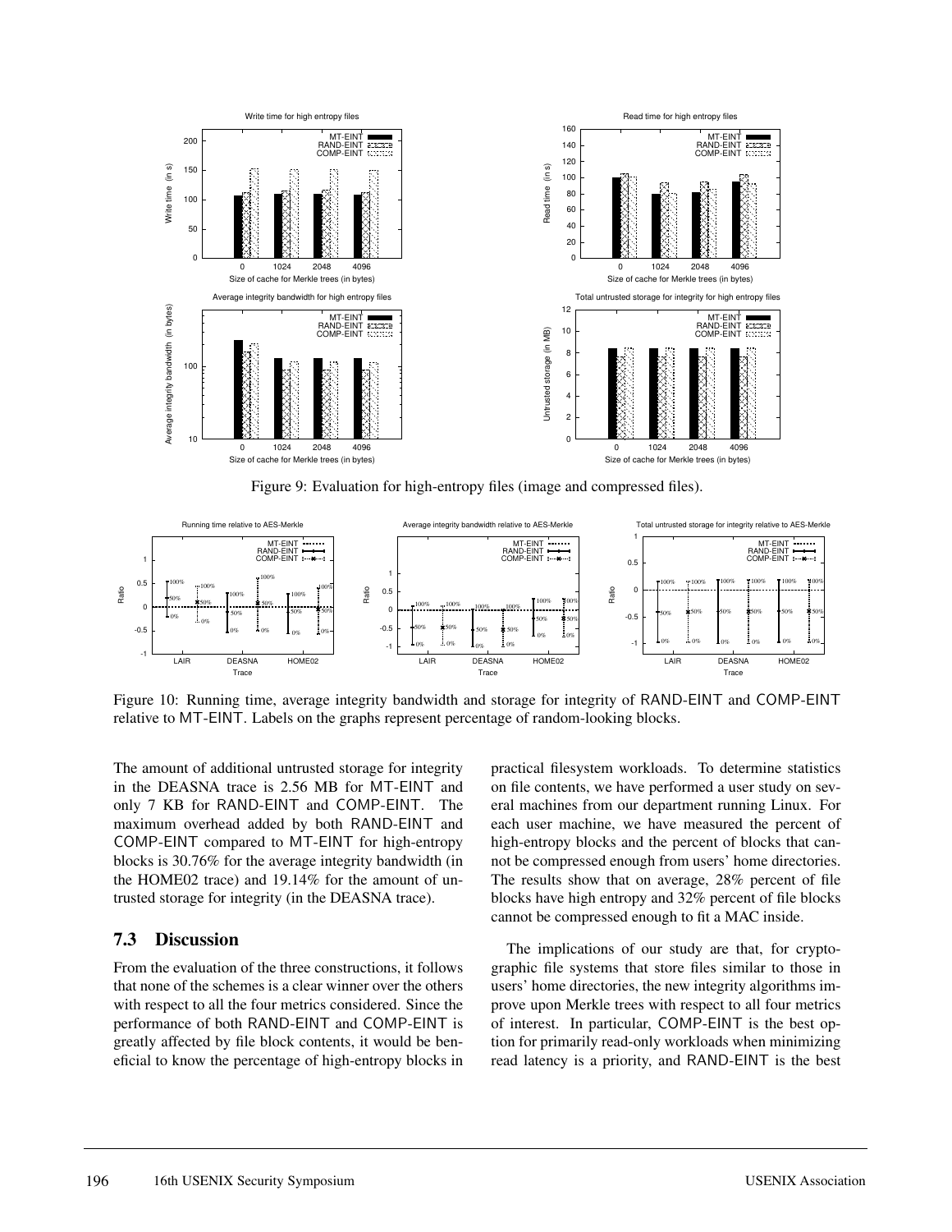Figure 9: Evaluation for high-entropy files (image and compressed files).

Figure 10: Running time, average integrity bandwidth and storage for integrity of RAND-EINT and COMP-EINT relative to MT-EINT. Labels on the graphs represent percentage of random-looking blocks.

The amount of additional untrusted storage for integrity in the DEASNA trace is 2.56 MB for MT-EINT and only 7 KB for RAND-EINT and COMP-EINT. The maximum overhead added by both RAND-EINT and COMP-EINT compared to MT-EINT for high-entropy blocks is 30.76% for the average integrity bandwidth (in the HOME02 trace) and 19.14% for the amount of untrusted storage for integrity (in the DEASNA trace).

### 7.3 Discussion

From the evaluation of the three constructions, it follows that none of the schemes is a clear winner over the others with respect to all the four metrics considered. Since the performance of both RAND-EINT and COMP-EINT is greatly affected by file block contents, it would be beneficial to know the percentage of high-entropy blocks in practical filesystem workloads. To determine statistics on file contents, we have performed a user study on several machines from our department running Linux. For each user machine, we have measured the percent of high-entropy blocks and the percent of blocks that cannot be compressed enough from users' home directories. The results show that on average, 28% percent of file blocks have high entropy and 32% percent of file blocks cannot be compressed enough to fit a MAC inside.

The implications of our study are that, for cryptographic file systems that store files similar to those in users' home directories, the new integrity algorithms improve upon Merkle trees with respect to all four metrics of interest. In particular, COMP-EINT is the best option for primarily read-only workloads when minimizing read latency is a priority, and RAND-EINT is the best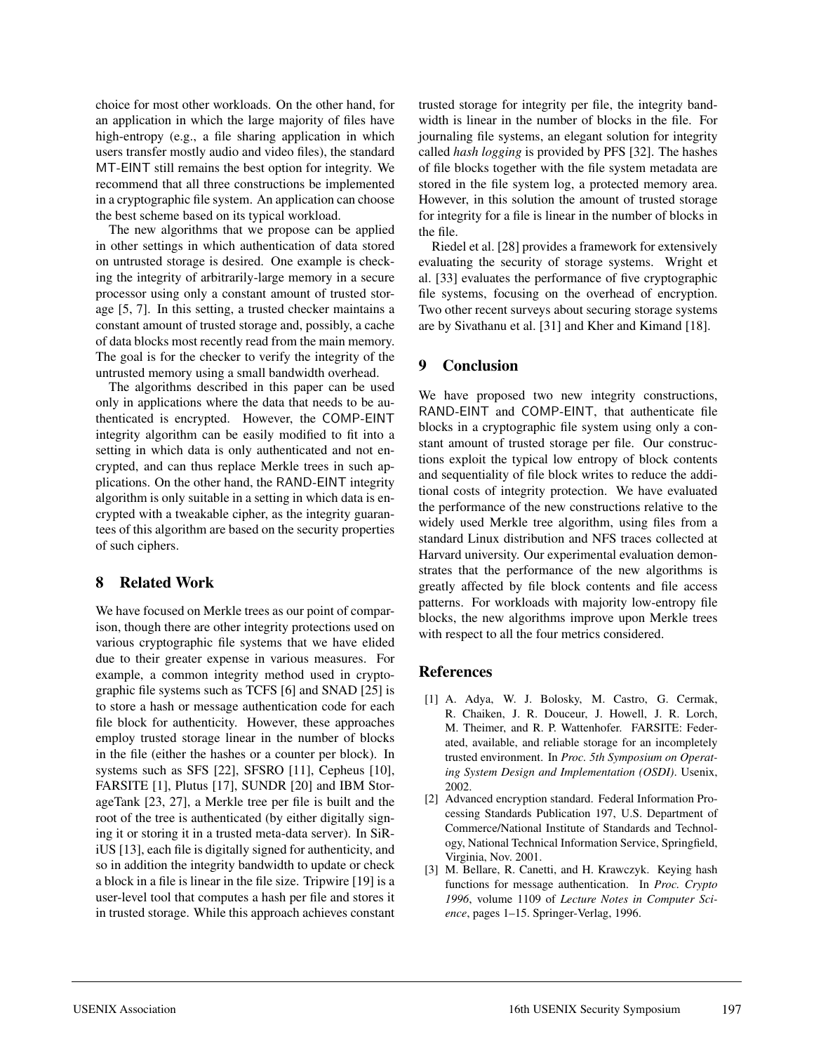choice for most other workloads. On the other hand, for an application in which the large majority of files have high-entropy (e.g., a file sharing application in which users transfer mostly audio and video files), the standard MT-EINT still remains the best option for integrity. We recommend that all three constructions be implemented in a cryptographic file system. An application can choose the best scheme based on its typical workload.

The new algorithms that we propose can be applied in other settings in which authentication of data stored on untrusted storage is desired. One example is checking the integrity of arbitrarily-large memory in a secure processor using only a constant amount of trusted storage [5, 7]. In this setting, a trusted checker maintains a constant amount of trusted storage and, possibly, a cache of data blocks most recently read from the main memory. The goal is for the checker to verify the integrity of the untrusted memory using a small bandwidth overhead.

The algorithms described in this paper can be used only in applications where the data that needs to be authenticated is encrypted. However, the COMP-EINT integrity algorithm can be easily modified to fit into a setting in which data is only authenticated and not encrypted, and can thus replace Merkle trees in such applications. On the other hand, the RAND-EINT integrity algorithm is only suitable in a setting in which data is encrypted with a tweakable cipher, as the integrity guarantees of this algorithm are based on the security properties of such ciphers.

## 8 Related Work

We have focused on Merkle trees as our point of comparison, though there are other integrity protections used on various cryptographic file systems that we have elided due to their greater expense in various measures. For example, a common integrity method used in cryptographic file systems such as TCFS [6] and SNAD [25] is to store a hash or message authentication code for each file block for authenticity. However, these approaches employ trusted storage linear in the number of blocks in the file (either the hashes or a counter per block). In systems such as SFS [22], SFSRO [11], Cepheus [10], FARSITE [1], Plutus [17], SUNDR [20] and IBM StorageTank [23, 27], a Merkle tree per file is built and the root of the tree is authenticated (by either digitally signing it or storing it in a trusted meta-data server). In SiRiUS [13], each file is digitally signed for authenticity, and so in addition the integrity bandwidth to update or check a block in a file is linear in the file size. Tripwire [19] is a user-level tool that computes a hash per file and stores it in trusted storage. While this approach achieves constant trusted storage for integrity per file, the integrity bandwidth is linear in the number of blocks in the file. For journaling file systems, an elegant solution for integrity called *hash logging* is provided by PFS [32]. The hashes of file blocks together with the file system metadata are stored in the file system log, a protected memory area. However, in this solution the amount of trusted storage for integrity for a file is linear in the number of blocks in the file.

Riedel et al. [28] provides a framework for extensively evaluating the security of storage systems. Wright et al. [33] evaluates the performance of five cryptographic file systems, focusing on the overhead of encryption. Two other recent surveys about securing storage systems are by Sivathanu et al. [31] and Kher and Kimand [18].

## 9 Conclusion

We have proposed two new integrity constructions, RAND-EINT and COMP-EINT, that authenticate file blocks in a cryptographic file system using only a constant amount of trusted storage per file. Our constructions exploit the typical low entropy of block contents and sequentiality of file block writes to reduce the additional costs of integrity protection. We have evaluated the performance of the new constructions relative to the widely used Merkle tree algorithm, using files from a standard Linux distribution and NFS traces collected at Harvard university. Our experimental evaluation demonstrates that the performance of the new algorithms is greatly affected by file block contents and file access patterns. For workloads with majority low-entropy file blocks, the new algorithms improve upon Merkle trees with respect to all the four metrics considered.

## References

[1] A. Adya, W. J. Bolosky, M. Castro, G. Cermak, R. Chaiken, J. R. Douceur, J. Howell, J. R. Lorch, M. Theimer, and R. P. Wattenhofer. FARSITE: Federated, available, and reliable storage for an incompletely trusted environment. In *Proc. 5th Symposium on Operating System Design and Implementation (OSDI)*. Usenix, 2002.

[2] Advanced encryption standard. Federal Information Processing Standards Publication 197, U.S. Department of Commerce/National Institute of Standards and Technology, National Technical Information Service, Springfield, Virginia, Nov. 2001.

[3] M. Bellare, R. Canetti, and H. Krawczyk. Keying hash functions for message authentication. In *Proc. Crypto 1996*, volume 1109 of *Lecture Notes in Computer Science*, pages 1–15. Springer-Verlag, 1996.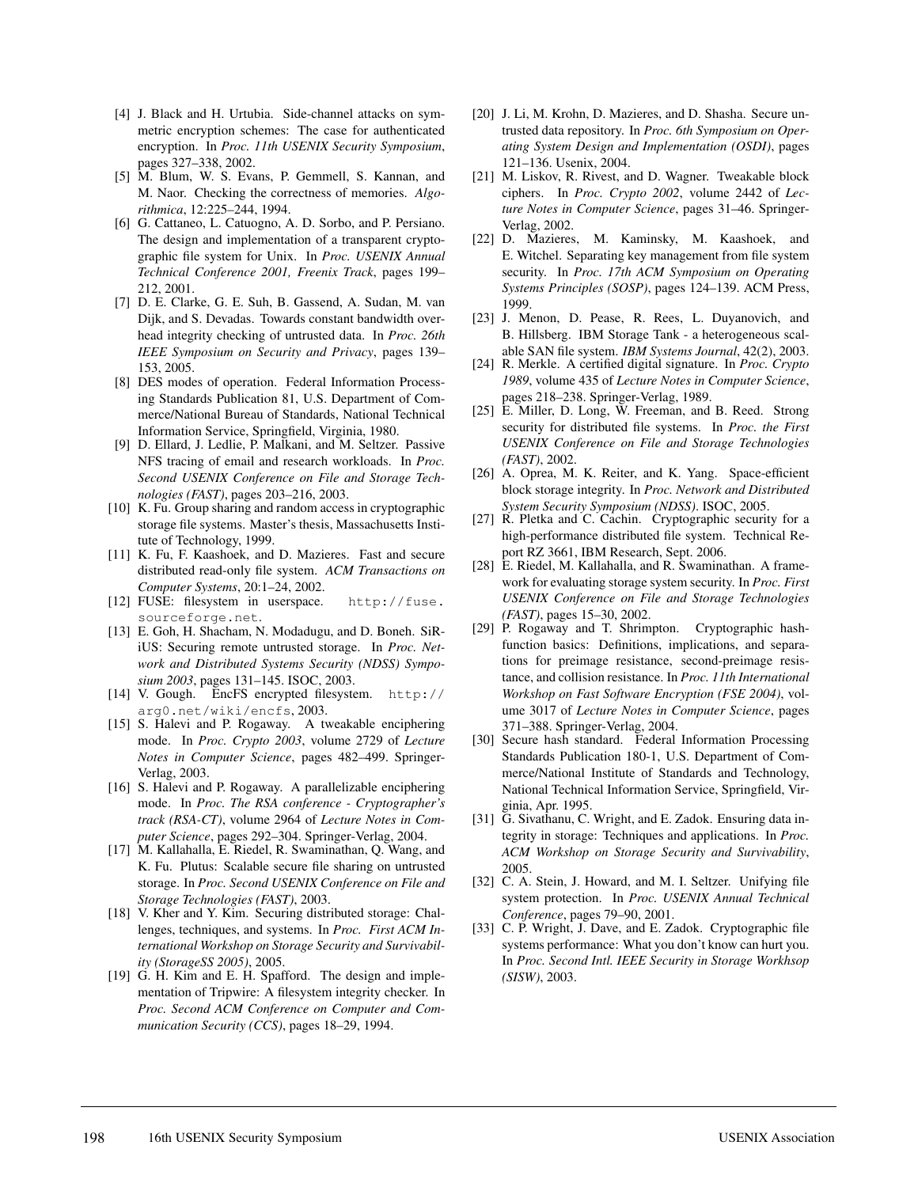[4] J. Black and H. Urtubia. Side-channel attacks on symmetric encryption schemes: The case for authenticated encryption. In *Proc. 11th USENIX Security Symposium*, pages 327–338, 2002.

[5] M. Blum, W. S. Evans, P. Gemmell, S. Kannan, and M. Naor. Checking the correctness of memories. *Algorithmica*, 12:225–244, 1994.

[6] G. Cattaneo, L. Catuogno, A. D. Sorbo, and P. Persiano. The design and implementation of a transparent cryptographic file system for Unix. In *Proc. USENIX Annual Technical Conference 2001, Freenix Track*, pages 199–212, 2001.

[7] D. E. Clarke, G. E. Suh, B. Gassend, A. Sudan, M. van Dijk, and S. Devadas. Towards constant bandwidth overhead integrity checking of untrusted data. In *Proc. 26th IEEE Symposium on Security and Privacy*, pages 139–153, 2005.

[8] DES modes of operation. Federal Information Processing Standards Publication 81, U.S. Department of Commerce/National Bureau of Standards, National Technical Information Service, Springfield, Virginia, 1980.

[9] D. Ellard, J. Ledlie, P. Malkani, and M. Seltzer. Passive NFS tracing of email and research workloads. In *Proc. Second USENIX Conference on File and Storage Technologies (FAST)*, pages 203–216, 2003.

[10] K. Fu. Group sharing and random access in cryptographic storage file systems. Master's thesis, Massachusetts Institute of Technology, 1999.

[11] K. Fu, F. Kaashoek, and D. Mazieres. Fast and secure distributed read-only file system. *ACM Transactions on Computer Systems*, 20:1–24, 2002.

[12] FUSE: filesystem in userspace. `http://fuse.sourceforge.net`.

[13] E. Goh, H. Shacham, N. Modadugu, and D. Boneh. SiRiUS: Securing remote untrusted storage. In *Proc. Network and Distributed Systems Security (NDSS) Symposium 2003*, pages 131–145. ISOC, 2003.

[14] V. Gough. EncFS encrypted filesystem. `http://arg0.net/wiki/encfs`, 2003.

[15] S. Halevi and P. Rogaway. A tweakable enciphering mode. In *Proc. Crypto 2003*, volume 2729 of *Lecture Notes in Computer Science*, pages 482–499. Springer-Verlag, 2003.

[16] S. Halevi and P. Rogaway. A parallelizable enciphering mode. In *Proc. The RSA conference - Cryptographer's track (RSA-CT)*, volume 2964 of *Lecture Notes in Computer Science*, pages 292–304. Springer-Verlag, 2004.

[17] M. Kallahalla, E. Riedel, R. Swaminathan, Q. Wang, and K. Fu. Plutus: Scalable secure file sharing on untrusted storage. In *Proc. Second USENIX Conference on File and Storage Technologies (FAST)*, 2003.

[18] V. Kher and Y. Kim. Securing distributed storage: Challenges, techniques, and systems. In *Proc. First ACM International Workshop on Storage Security and Survivability (StorageSS 2005)*, 2005.

[19] G. H. Kim and E. H. Spafford. The design and implementation of Tripwire: A filesystem integrity checker. In *Proc. Second ACM Conference on Computer and Communication Security (CCS)*, pages 18–29, 1994.

[20] J. Li, M. Krohn, D. Mazieres, and D. Shasha. Secure untrusted data repository. In *Proc. 6th Symposium on Operating System Design and Implementation (OSDI)*, pages 121–136. Usenix, 2004.

[21] M. Liskov, R. Rivest, and D. Wagner. Tweakable block ciphers. In *Proc. Crypto 2002*, volume 2442 of *Lecture Notes in Computer Science*, pages 31–46. Springer-Verlag, 2002.

[22] D. Mazieres, M. Kaminsky, M. Kaashoek, and E. Witchel. Separating key management from file system security. In *Proc. 17th ACM Symposium on Operating Systems Principles (SOSP)*, pages 124–139. ACM Press, 1999.

[23] J. Menon, D. Pease, R. Rees, L. Duyanovich, and B. Hillsberg. IBM Storage Tank - a heterogeneous scalable SAN file system. *IBM Systems Journal*, 42(2), 2003.

[24] R. Merkle. A certified digital signature. In *Proc. Crypto 1989*, volume 435 of *Lecture Notes in Computer Science*, pages 218–238. Springer-Verlag, 1989.

[25] E. Miller, D. Long, W. Freeman, and B. Reed. Strong security for distributed file systems. In *Proc. the First USENIX Conference on File and Storage Technologies (FAST)*, 2002.

[26] A. Oprea, M. K. Reiter, and K. Yang. Space-efficient block storage integrity. In *Proc. Network and Distributed System Security Symposium (NDSS)*. ISOC, 2005.

[27] R. Pletka and C. Cachin. Cryptographic security for a high-performance distributed file system. Technical Report RZ 3661, IBM Research, Sept. 2006.

[28] E. Riedel, M. Kallahalla, and R. Swaminathan. A framework for evaluating storage system security. In *Proc. First USENIX Conference on File and Storage Technologies (FAST)*, pages 15–30, 2002.

[29] P. Rogaway and T. Shrimpton. Cryptographic hash-function basics: Definitions, implications, and separations for preimage resistance, second-preimage resistance, and collision resistance. In *Proc. 11th International Workshop on Fast Software Encryption (FSE 2004)*, volume 3017 of *Lecture Notes in Computer Science*, pages 371–388. Springer-Verlag, 2004.

[30] Secure hash standard. Federal Information Processing Standards Publication 180-1, U.S. Department of Commerce/National Institute of Standards and Technology, National Technical Information Service, Springfield, Virginia, Apr. 1995.

[31] G. Sivathanu, C. Wright, and E. Zadok. Ensuring data integrity in storage: Techniques and applications. In *Proc. ACM Workshop on Storage Security and Survivability*, 2005.

[32] C. A. Stein, J. Howard, and M. I. Seltzer. Unifying file system protection. In *Proc. USENIX Annual Technical Conference*, pages 79–90, 2001.

[33] C. P. Wright, J. Dave, and E. Zadok. Cryptographic file systems performance: What you don't know can hurt you. In *Proc. Second Intl. IEEE Security in Storage Workhsop (SISW)*, 2003.